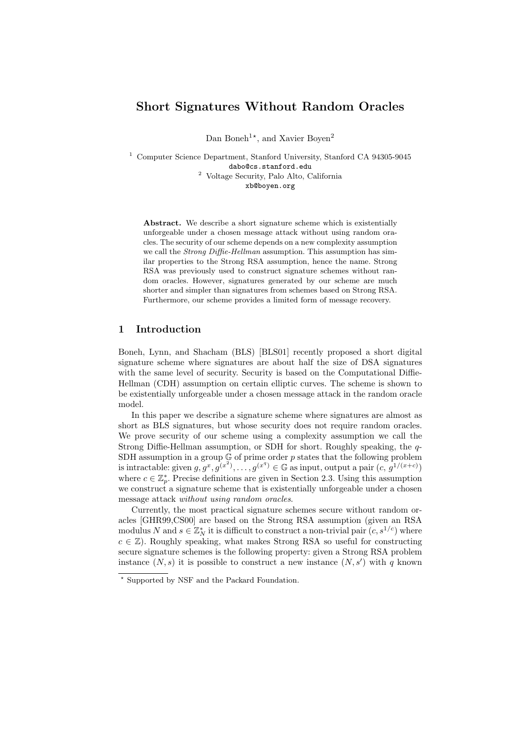# Short Signatures Without Random Oracles

Dan Boneh[1,⋆], and Xavier Boyen[2]

[1] Computer Science Department, Stanford University, Stanford CA 94305-9045
dabo@cs.stanford.edu

[2] Voltage Security, Palo Alto, California
xb@boyen.org

**Abstract.** We describe a short signature scheme which is existentially unforgeable under a chosen message attack without using random oracles. The security of our scheme depends on a new complexity assumption we call the *Strong Diffie-Hellman* assumption. This assumption has similar properties to the Strong RSA assumption, hence the name. Strong RSA was previously used to construct signature schemes without random oracles. However, signatures generated by our scheme are much shorter and simpler than signatures from schemes based on Strong RSA. Furthermore, our scheme provides a limited form of message recovery.

## 1 Introduction

Boneh, Lynn, and Shacham (BLS) [BLS01] recently proposed a short digital signature scheme where signatures are about half the size of DSA signatures with the same level of security. Security is based on the Computational Diffie-Hellman (CDH) assumption on certain elliptic curves. The scheme is shown to be existentially unforgeable under a chosen message attack in the random oracle model.

In this paper we describe a signature scheme where signatures are almost as short as BLS signatures, but whose security does not require random oracles. We prove security of our scheme using a complexity assumption we call the Strong Diffie-Hellman assumption, or SDH for short. Roughly speaking, the $q$-SDH assumption in a group $\mathbb{G}$ of prime order $p$ states that the following problem is intractable: given $g, g^x, g^{(x^2)}, \ldots, g^{(x^q)} \in \mathbb{G}$ as input, output a pair $(c,\ g^{1/(x+c)})$ where $c \in \mathbb{Z}_p^*$. Precise definitions are given in Section 2.3. Using this assumption we construct a signature scheme that is existentially unforgeable under a chosen message attack *without using random oracles*.

Currently, the most practical signature schemes secure without random oracles [GHR99,CS00] are based on the Strong RSA assumption (given an RSA modulus $N$ and $s \in \mathbb{Z}_N^*$ it is difficult to construct a non-trivial pair $(c, s^{1/c})$ where $c \in \mathbb{Z}$). Roughly speaking, what makes Strong RSA so useful for constructing secure signature schemes is the following property: given a Strong RSA problem instance $(N, s)$ it is possible to construct a new instance $(N, s')$ with $q$ known

⋆ Supported by NSF and the Packard Foundation.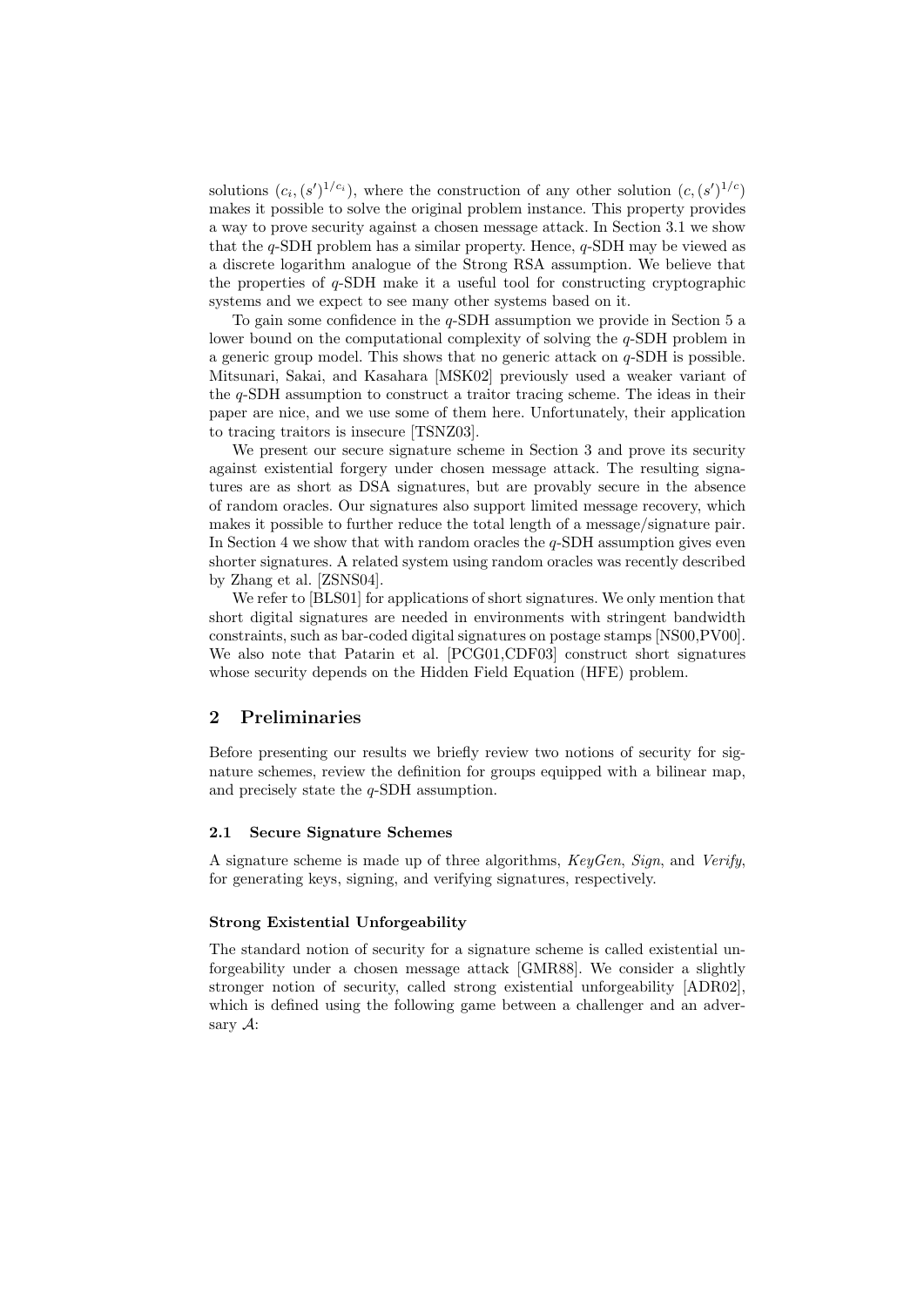solutions $(c_i, (s')^{1/c_i})$, where the construction of any other solution $(c, (s')^{1/c})$ makes it possible to solve the original problem instance. This property provides a way to prove security against a chosen message attack. In Section 3.1 we show that the $q$-SDH problem has a similar property. Hence, $q$-SDH may be viewed as a discrete logarithm analogue of the Strong RSA assumption. We believe that the properties of $q$-SDH make it a useful tool for constructing cryptographic systems and we expect to see many other systems based on it.

To gain some confidence in the $q$-SDH assumption we provide in Section 5 a lower bound on the computational complexity of solving the $q$-SDH problem in a generic group model. This shows that no generic attack on $q$-SDH is possible. Mitsunari, Sakai, and Kasahara [MSK02] previously used a weaker variant of the $q$-SDH assumption to construct a traitor tracing scheme. The ideas in their paper are nice, and we use some of them here. Unfortunately, their application to tracing traitors is insecure [TSNZ03].

We present our secure signature scheme in Section 3 and prove its security against existential forgery under chosen message attack. The resulting signatures are as short as DSA signatures, but are provably secure in the absence of random oracles. Our signatures also support limited message recovery, which makes it possible to further reduce the total length of a message/signature pair. In Section 4 we show that with random oracles the $q$-SDH assumption gives even shorter signatures. A related system using random oracles was recently described by Zhang et al. [ZSNS04].

We refer to [BLS01] for applications of short signatures. We only mention that short digital signatures are needed in environments with stringent bandwidth constraints, such as bar-coded digital signatures on postage stamps [NS00,PV00]. We also note that Patarin et al. [PCG01,CDF03] construct short signatures whose security depends on the Hidden Field Equation (HFE) problem.

## 2 Preliminaries

Before presenting our results we briefly review two notions of security for signature schemes, review the definition for groups equipped with a bilinear map, and precisely state the $q$-SDH assumption.

### 2.1 Secure Signature Schemes

A signature scheme is made up of three algorithms, *KeyGen*, *Sign*, and *Verify*, for generating keys, signing, and verifying signatures, respectively.

**Strong Existential Unforgeability**

The standard notion of security for a signature scheme is called existential unforgeability under a chosen message attack [GMR88]. We consider a slightly stronger notion of security, called strong existential unforgeability [ADR02], which is defined using the following game between a challenger and an adversary $\mathcal{A}$: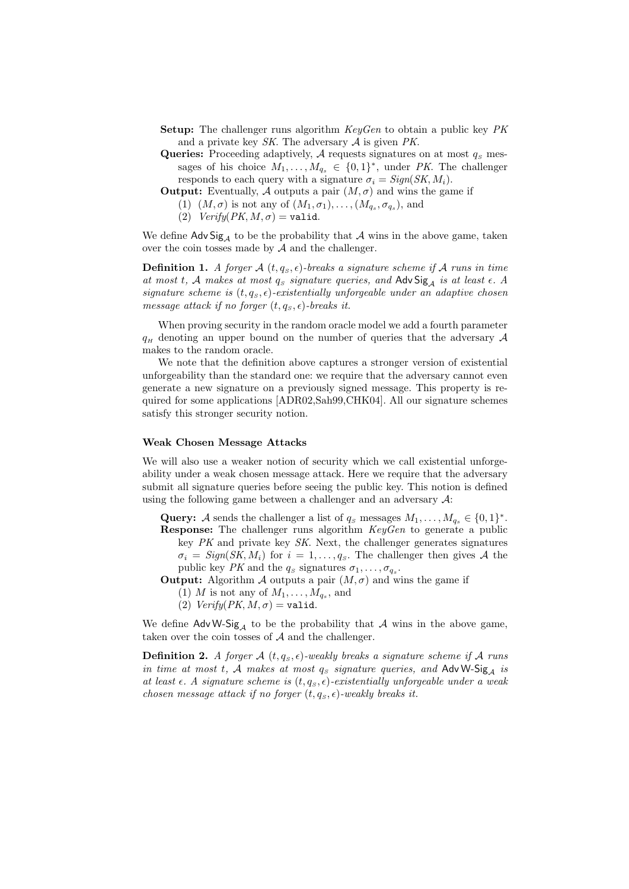**Setup:** The challenger runs algorithm *KeyGen* to obtain a public key *PK* and a private key *SK*. The adversary $\mathcal{A}$ is given *PK*.

**Queries:** Proceeding adaptively, $\mathcal{A}$ requests signatures on at most $q_S$ messages of his choice $M_1, \ldots, M_{q_s} \in \{0,1\}^*$, under *PK*. The challenger responds to each query with a signature $\sigma_i = Sign(SK, M_i)$.

**Output:** Eventually, $\mathcal{A}$ outputs a pair $(M, \sigma)$ and wins the game if

(1) $(M, \sigma)$ is not any of $(M_1, \sigma_1), \ldots, (M_{q_s}, \sigma_{q_s})$, and

(2) $Verify(PK, M, \sigma) =$ `valid`.

We define $\mathsf{Adv\,Sig}_{\mathcal{A}}$ to be the probability that $\mathcal{A}$ wins in the above game, taken over the coin tosses made by $\mathcal{A}$ and the challenger.

**Definition 1.** *A forger $\mathcal{A}$ $(t, q_S, \epsilon)$-breaks a signature scheme if $\mathcal{A}$ runs in time at most $t$, $\mathcal{A}$ makes at most $q_S$ signature queries, and $\mathsf{Adv\,Sig}_{\mathcal{A}}$ is at least $\epsilon$. A signature scheme is $(t, q_S, \epsilon)$-existentially unforgeable under an adaptive chosen message attack if no forger $(t, q_S, \epsilon)$-breaks it.*

When proving security in the random oracle model we add a fourth parameter $q_H$ denoting an upper bound on the number of queries that the adversary $\mathcal{A}$ makes to the random oracle.

We note that the definition above captures a stronger version of existential unforgeability than the standard one: we require that the adversary cannot even generate a new signature on a previously signed message. This property is required for some applications [ADR02,Sah99,CHK04]. All our signature schemes satisfy this stronger security notion.

### Weak Chosen Message Attacks

We will also use a weaker notion of security which we call existential unforgeability under a weak chosen message attack. Here we require that the adversary submit all signature queries before seeing the public key. This notion is defined using the following game between a challenger and an adversary $\mathcal{A}$:

**Query:** $\mathcal{A}$ sends the challenger a list of $q_S$ messages $M_1, \ldots, M_{q_s} \in \{0,1\}^*$.

**Response:** The challenger runs algorithm *KeyGen* to generate a public key *PK* and private key *SK*. Next, the challenger generates signatures $\sigma_i = Sign(SK, M_i)$ for $i = 1, \ldots, q_S$. The challenger then gives $\mathcal{A}$ the public key *PK* and the $q_S$ signatures $\sigma_1, \ldots, \sigma_{q_s}$.

**Output:** Algorithm $\mathcal{A}$ outputs a pair $(M, \sigma)$ and wins the game if

(1) $M$ is not any of $M_1, \ldots, M_{q_s}$, and

(2) $Verify(PK, M, \sigma) =$ `valid`.

We define $\mathsf{Adv\,W\text{-}Sig}_{\mathcal{A}}$ to be the probability that $\mathcal{A}$ wins in the above game, taken over the coin tosses of $\mathcal{A}$ and the challenger.

**Definition 2.** *A forger $\mathcal{A}$ $(t, q_S, \epsilon)$-weakly breaks a signature scheme if $\mathcal{A}$ runs in time at most $t$, $\mathcal{A}$ makes at most $q_S$ signature queries, and $\mathsf{Adv\,W\text{-}Sig}_{\mathcal{A}}$ is at least $\epsilon$. A signature scheme is $(t, q_S, \epsilon)$-existentially unforgeable under a weak chosen message attack if no forger $(t, q_S, \epsilon)$-weakly breaks it.*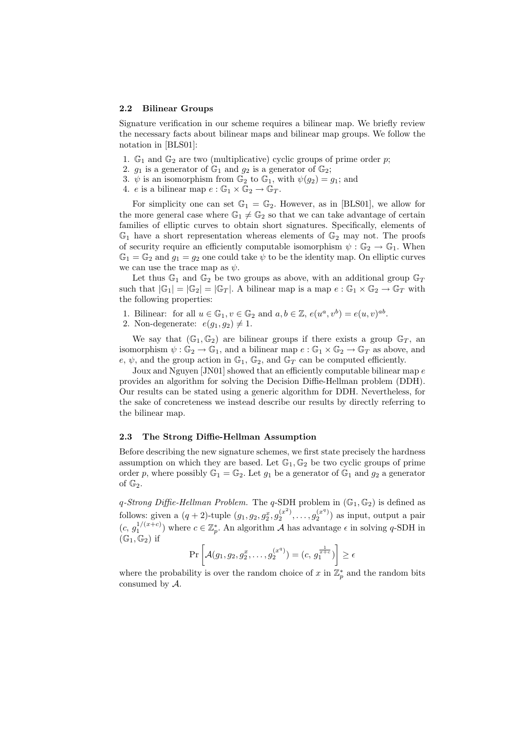### 2.2 Bilinear Groups

Signature verification in our scheme requires a bilinear map. We briefly review the necessary facts about bilinear maps and bilinear map groups. We follow the notation in [BLS01]:

1. $\mathbb{G}_1$ and $\mathbb{G}_2$ are two (multiplicative) cyclic groups of prime order $p$;
2. $g_1$ is a generator of $\mathbb{G}_1$ and $g_2$ is a generator of $\mathbb{G}_2$;
3. $\psi$ is an isomorphism from $\mathbb{G}_2$ to $\mathbb{G}_1$, with $\psi(g_2) = g_1$; and
4. $e$ is a bilinear map $e : \mathbb{G}_1 \times \mathbb{G}_2 \to \mathbb{G}_T$.

For simplicity one can set $\mathbb{G}_1 = \mathbb{G}_2$. However, as in [BLS01], we allow for the more general case where $\mathbb{G}_1 \neq \mathbb{G}_2$ so that we can take advantage of certain families of elliptic curves to obtain short signatures. Specifically, elements of $\mathbb{G}_1$ have a short representation whereas elements of $\mathbb{G}_2$ may not. The proofs of security require an efficiently computable isomorphism $\psi : \mathbb{G}_2 \to \mathbb{G}_1$. When $\mathbb{G}_1 = \mathbb{G}_2$ and $g_1 = g_2$ one could take $\psi$ to be the identity map. On elliptic curves we can use the trace map as $\psi$.

Let thus $\mathbb{G}_1$ and $\mathbb{G}_2$ be two groups as above, with an additional group $\mathbb{G}_T$ such that $|\mathbb{G}_1| = |\mathbb{G}_2| = |\mathbb{G}_T|$. A bilinear map is a map $e : \mathbb{G}_1 \times \mathbb{G}_2 \to \mathbb{G}_T$ with the following properties:

1. Bilinear: for all $u \in \mathbb{G}_1, v \in \mathbb{G}_2$ and $a, b \in \mathbb{Z}$, $e(u^a, v^b) = e(u, v)^{ab}$.
2. Non-degenerate: $e(g_1, g_2) \neq 1$.

We say that $(\mathbb{G}_1, \mathbb{G}_2)$ are bilinear groups if there exists a group $\mathbb{G}_T$, an isomorphism $\psi : \mathbb{G}_2 \to \mathbb{G}_1$, and a bilinear map $e : \mathbb{G}_1 \times \mathbb{G}_2 \to \mathbb{G}_T$ as above, and $e$, $\psi$, and the group action in $\mathbb{G}_1$, $\mathbb{G}_2$, and $\mathbb{G}_T$ can be computed efficiently.

Joux and Nguyen [JN01] showed that an efficiently computable bilinear map $e$ provides an algorithm for solving the Decision Diffie-Hellman problem (DDH). Our results can be stated using a generic algorithm for DDH. Nevertheless, for the sake of concreteness we instead describe our results by directly referring to the bilinear map.

### 2.3 The Strong Diffie-Hellman Assumption

Before describing the new signature schemes, we first state precisely the hardness assumption on which they are based. Let $\mathbb{G}_1, \mathbb{G}_2$ be two cyclic groups of prime order $p$, where possibly $\mathbb{G}_1 = \mathbb{G}_2$. Let $g_1$ be a generator of $\mathbb{G}_1$ and $g_2$ a generator of $\mathbb{G}_2$.

*q-Strong Diffie-Hellman Problem.* The $q$-SDH problem in $(\mathbb{G}_1, \mathbb{G}_2)$ is defined as follows: given a $(q+2)$-tuple $(g_1, g_2, g_2^x, g_2^{(x^2)}, \dots, g_2^{(x^q)})$ as input, output a pair $(c, g_1^{1/(x+c)})$ where $c \in \mathbb{Z}_p^*$. An algorithm $\mathcal{A}$ has advantage $\epsilon$ in solving $q$-SDH in $(\mathbb{G}_1, \mathbb{G}_2)$ if

$$\Pr\left[\mathcal{A}(g_1, g_2, g_2^x, \dots, g_2^{(x^q)}) = (c, g_1^{\frac{1}{x+c}})\right] \geq \epsilon$$

where the probability is over the random choice of $x$ in $\mathbb{Z}_p^*$ and the random bits consumed by $\mathcal{A}$.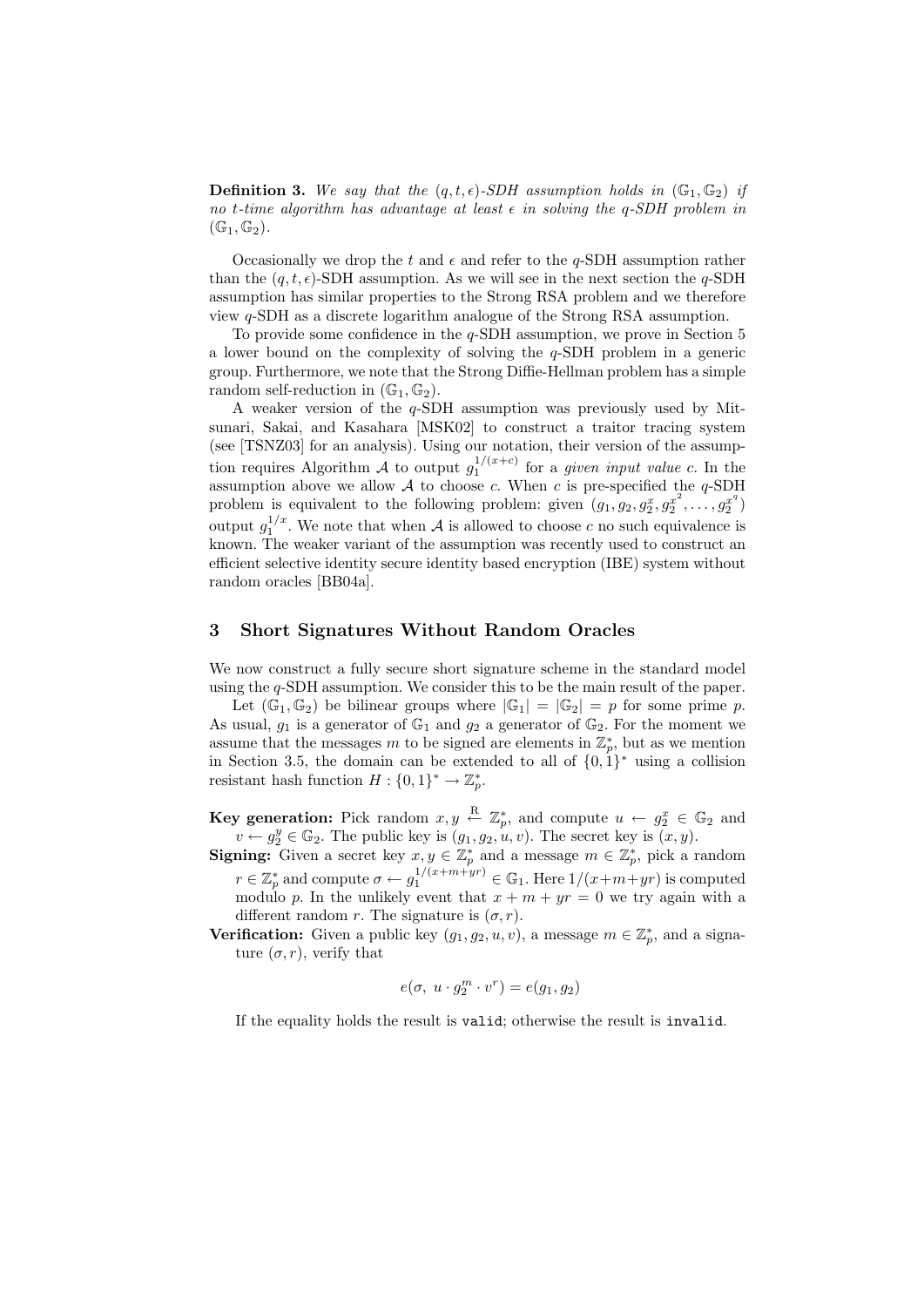**Definition 3.** *We say that the $(q, t, \epsilon)$-SDH assumption holds in $(\mathbb{G}_1, \mathbb{G}_2)$ if no $t$-time algorithm has advantage at least $\epsilon$ in solving the $q$-SDH problem in $(\mathbb{G}_1, \mathbb{G}_2)$.*

Occasionally we drop the $t$ and $\epsilon$ and refer to the $q$-SDH assumption rather than the $(q, t, \epsilon)$-SDH assumption. As we will see in the next section the $q$-SDH assumption has similar properties to the Strong RSA problem and we therefore view $q$-SDH as a discrete logarithm analogue of the Strong RSA assumption.

To provide some confidence in the $q$-SDH assumption, we prove in Section 5 a lower bound on the complexity of solving the $q$-SDH problem in a generic group. Furthermore, we note that the Strong Diffie-Hellman problem has a simple random self-reduction in $(\mathbb{G}_1, \mathbb{G}_2)$.

A weaker version of the $q$-SDH assumption was previously used by Mitsunari, Sakai, and Kasahara [MSK02] to construct a traitor tracing system (see [TSNZ03] for an analysis). Using our notation, their version of the assumption requires Algorithm $\mathcal{A}$ to output $g_1^{1/(x+c)}$ for a *given input value* $c$. In the assumption above we allow $\mathcal{A}$ to choose $c$. When $c$ is pre-specified the $q$-SDH problem is equivalent to the following problem: given $(g_1, g_2, g_2^x, g_2^{x^2}, \ldots, g_2^{x^q})$ output $g_1^{1/x}$. We note that when $\mathcal{A}$ is allowed to choose $c$ no such equivalence is known. The weaker variant of the assumption was recently used to construct an efficient selective identity secure identity based encryption (IBE) system without random oracles [BB04a].

## 3 Short Signatures Without Random Oracles

We now construct a fully secure short signature scheme in the standard model using the $q$-SDH assumption. We consider this to be the main result of the paper.

Let $(\mathbb{G}_1, \mathbb{G}_2)$ be bilinear groups where $|\mathbb{G}_1| = |\mathbb{G}_2| = p$ for some prime $p$. As usual, $g_1$ is a generator of $\mathbb{G}_1$ and $g_2$ a generator of $\mathbb{G}_2$. For the moment we assume that the messages $m$ to be signed are elements in $\mathbb{Z}_p^*$, but as we mention in Section 3.5, the domain can be extended to all of $\{0,1\}^*$ using a collision resistant hash function $H : \{0,1\}^* \to \mathbb{Z}_p^*$.

**Key generation:** Pick random $x, y \xleftarrow{\text{R}} \mathbb{Z}_p^*$, and compute $u \leftarrow g_2^x \in \mathbb{G}_2$ and $v \leftarrow g_2^y \in \mathbb{G}_2$. The public key is $(g_1, g_2, u, v)$. The secret key is $(x, y)$.

**Signing:** Given a secret key $x, y \in \mathbb{Z}_p^*$ and a message $m \in \mathbb{Z}_p^*$, pick a random $r \in \mathbb{Z}_p^*$ and compute $\sigma \leftarrow g_1^{1/(x+m+yr)} \in \mathbb{G}_1$. Here $1/(x+m+yr)$ is computed modulo $p$. In the unlikely event that $x + m + yr = 0$ we try again with a different random $r$. The signature is $(\sigma, r)$.

**Verification:** Given a public key $(g_1, g_2, u, v)$, a message $m \in \mathbb{Z}_p^*$, and a signature $(\sigma, r)$, verify that

$$e(\sigma,\ u \cdot g_2^m \cdot v^r) = e(g_1, g_2)$$

If the equality holds the result is `valid`; otherwise the result is `invalid`.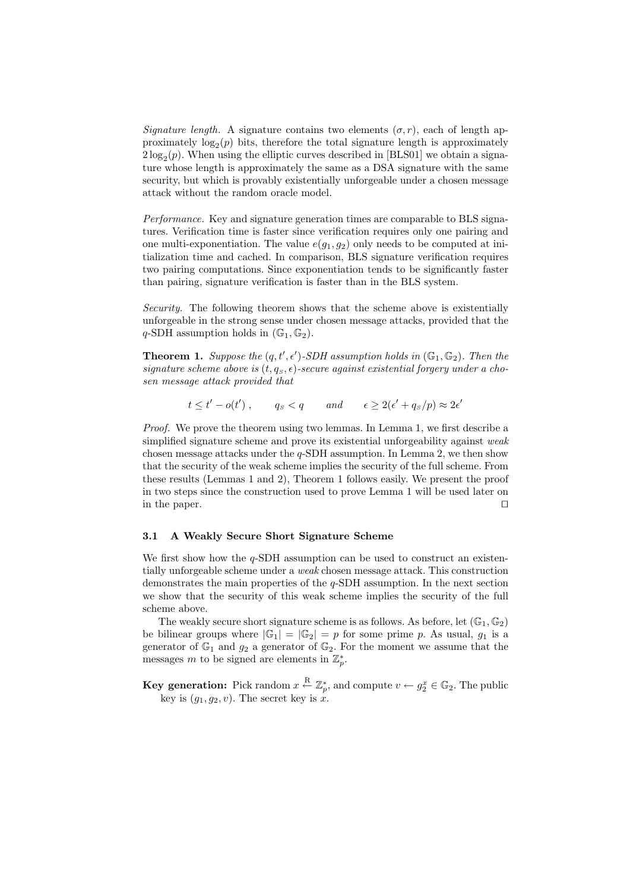*Signature length.* A signature contains two elements $(\sigma, r)$, each of length approximately $\log_2(p)$ bits, therefore the total signature length is approximately $2\log_2(p)$. When using the elliptic curves described in [BLS01] we obtain a signature whose length is approximately the same as a DSA signature with the same security, but which is provably existentially unforgeable under a chosen message attack without the random oracle model.

*Performance.* Key and signature generation times are comparable to BLS signatures. Verification time is faster since verification requires only one pairing and one multi-exponentiation. The value $e(g_1, g_2)$ only needs to be computed at initialization time and cached. In comparison, BLS signature verification requires two pairing computations. Since exponentiation tends to be significantly faster than pairing, signature verification is faster than in the BLS system.

*Security.* The following theorem shows that the scheme above is existentially unforgeable in the strong sense under chosen message attacks, provided that the $q$-SDH assumption holds in $(\mathbb{G}_1, \mathbb{G}_2)$.

**Theorem 1.** *Suppose the $(q, t', \epsilon')$-SDH assumption holds in $(\mathbb{G}_1, \mathbb{G}_2)$. Then the signature scheme above is $(t, q_S, \epsilon)$-secure against existential forgery under a chosen message attack provided that*

$$t \leq t' - o(t'), \qquad q_S < q \qquad \text{and} \qquad \epsilon \geq 2(\epsilon' + q_S/p) \approx 2\epsilon'$$

*Proof.* We prove the theorem using two lemmas. In Lemma 1, we first describe a simplified signature scheme and prove its existential unforgeability against *weak* chosen message attacks under the $q$-SDH assumption. In Lemma 2, we then show that the security of the weak scheme implies the security of the full scheme. From these results (Lemmas 1 and 2), Theorem 1 follows easily. We present the proof in two steps since the construction used to prove Lemma 1 will be used later on in the paper. $\square$

### 3.1 A Weakly Secure Short Signature Scheme

We first show how the $q$-SDH assumption can be used to construct an existentially unforgeable scheme under a *weak* chosen message attack. This construction demonstrates the main properties of the $q$-SDH assumption. In the next section we show that the security of this weak scheme implies the security of the full scheme above.

The weakly secure short signature scheme is as follows. As before, let $(\mathbb{G}_1, \mathbb{G}_2)$ be bilinear groups where $|\mathbb{G}_1| = |\mathbb{G}_2| = p$ for some prime $p$. As usual, $g_1$ is a generator of $\mathbb{G}_1$ and $g_2$ a generator of $\mathbb{G}_2$. For the moment we assume that the messages $m$ to be signed are elements in $\mathbb{Z}_p^*$.

**Key generation:** Pick random $x \stackrel{\text{R}}{\leftarrow} \mathbb{Z}_p^*$, and compute $v \leftarrow g_2^x \in \mathbb{G}_2$. The public key is $(g_1, g_2, v)$. The secret key is $x$.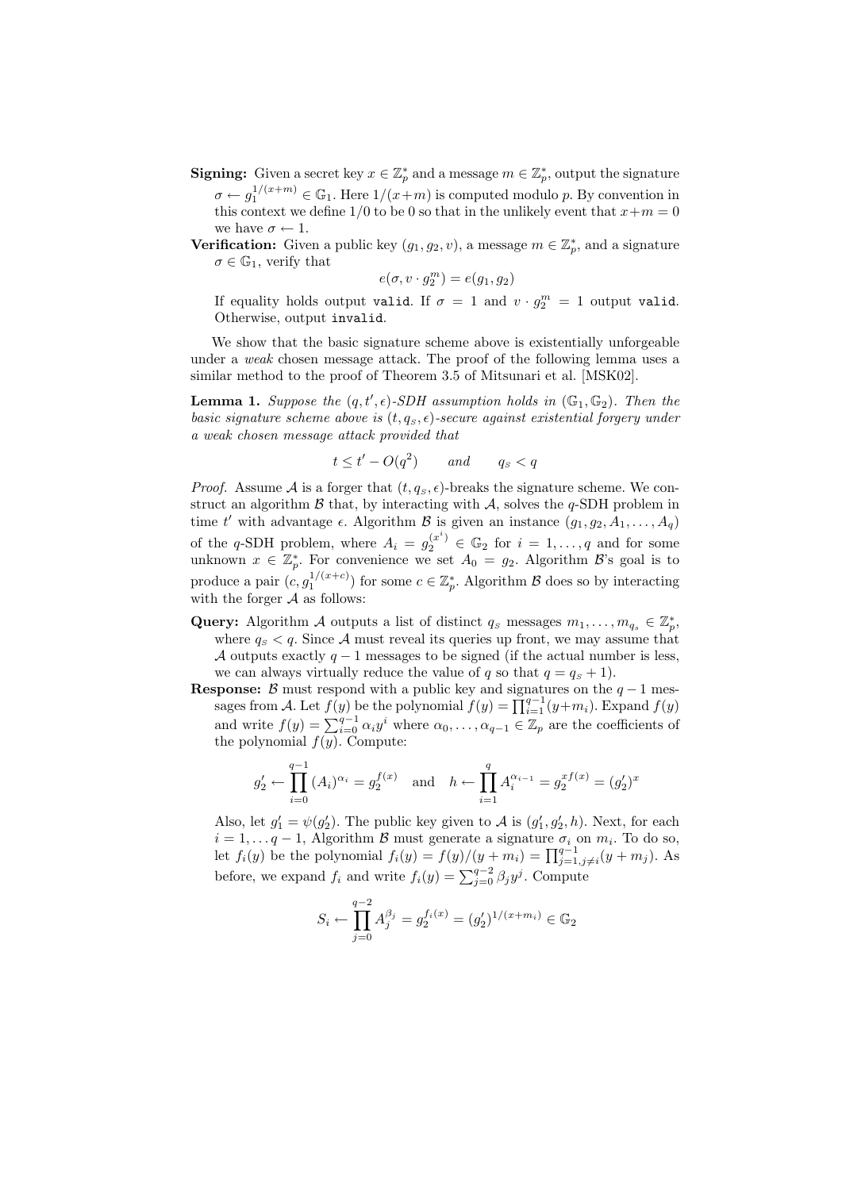**Signing:** Given a secret key $x \in \mathbb{Z}_p^*$ and a message $m \in \mathbb{Z}_p^*$, output the signature $\sigma \leftarrow g_1^{1/(x+m)} \in \mathbb{G}_1$. Here $1/(x+m)$ is computed modulo $p$. By convention in this context we define $1/0$ to be 0 so that in the unlikely event that $x+m=0$ we have $\sigma \leftarrow 1$.

**Verification:** Given a public key $(g_1, g_2, v)$, a message $m \in \mathbb{Z}_p^*$, and a signature $\sigma \in \mathbb{G}_1$, verify that

$$e(\sigma, v \cdot g_2^m) = e(g_1, g_2)$$

If equality holds output `valid`. If $\sigma = 1$ and $v \cdot g_2^m = 1$ output `valid`. Otherwise, output `invalid`.

We show that the basic signature scheme above is existentially unforgeable under a *weak* chosen message attack. The proof of the following lemma uses a similar method to the proof of Theorem 3.5 of Mitsunari et al. [MSK02].

**Lemma 1.** *Suppose the $(q, t', \epsilon)$-SDH assumption holds in $(\mathbb{G}_1, \mathbb{G}_2)$. Then the basic signature scheme above is $(t, q_S, \epsilon)$-secure against existential forgery under a weak chosen message attack provided that*

$$t \le t' - O(q^2) \qquad \textit{and} \qquad q_S < q$$

*Proof.* Assume $\mathcal{A}$ is a forger that $(t, q_S, \epsilon)$-breaks the signature scheme. We construct an algorithm $\mathcal{B}$ that, by interacting with $\mathcal{A}$, solves the $q$-SDH problem in time $t'$ with advantage $\epsilon$. Algorithm $\mathcal{B}$ is given an instance $(g_1, g_2, A_1, \dots, A_q)$ of the $q$-SDH problem, where $A_i = g_2^{(x^i)} \in \mathbb{G}_2$ for $i = 1, \dots, q$ and for some unknown $x \in \mathbb{Z}_p^*$. For convenience we set $A_0 = g_2$. Algorithm $\mathcal{B}$'s goal is to produce a pair $(c, g_1^{1/(x+c)})$ for some $c \in \mathbb{Z}_p^*$. Algorithm $\mathcal{B}$ does so by interacting with the forger $\mathcal{A}$ as follows:

**Query:** Algorithm $\mathcal{A}$ outputs a list of distinct $q_S$ messages $m_1, \dots, m_{q_S} \in \mathbb{Z}_p^*$, where $q_S < q$. Since $\mathcal{A}$ must reveal its queries up front, we may assume that $\mathcal{A}$ outputs exactly $q-1$ messages to be signed (if the actual number is less, we can always virtually reduce the value of $q$ so that $q = q_S + 1$).

**Response:** $\mathcal{B}$ must respond with a public key and signatures on the $q-1$ messages from $\mathcal{A}$. Let $f(y)$ be the polynomial $f(y) = \prod_{i=1}^{q-1}(y + m_i)$. Expand $f(y)$ and write $f(y) = \sum_{i=0}^{q-1} \alpha_i y^i$ where $\alpha_0, \dots, \alpha_{q-1} \in \mathbb{Z}_p$ are the coefficients of the polynomial $f(y)$. Compute:

$$g_2' \leftarrow \prod_{i=0}^{q-1} (A_i)^{\alpha_i} = g_2^{f(x)} \quad \text{and} \quad h \leftarrow \prod_{i=1}^{q} A_i^{\alpha_{i-1}} = g_2^{x f(x)} = (g_2')^x$$

Also, let $g_1' = \psi(g_2')$. The public key given to $\mathcal{A}$ is $(g_1', g_2', h)$. Next, for each $i = 1, \dots q-1$, Algorithm $\mathcal{B}$ must generate a signature $\sigma_i$ on $m_i$. To do so, let $f_i(y)$ be the polynomial $f_i(y) = f(y)/(y + m_i) = \prod_{j=1, j \ne i}^{q-1}(y + m_j)$. As before, we expand $f_i$ and write $f_i(y) = \sum_{j=0}^{q-2} \beta_j y^j$. Compute

$$S_i \leftarrow \prod_{j=0}^{q-2} A_j^{\beta_j} = g_2^{f_i(x)} = (g_2')^{1/(x+m_i)} \in \mathbb{G}_2$$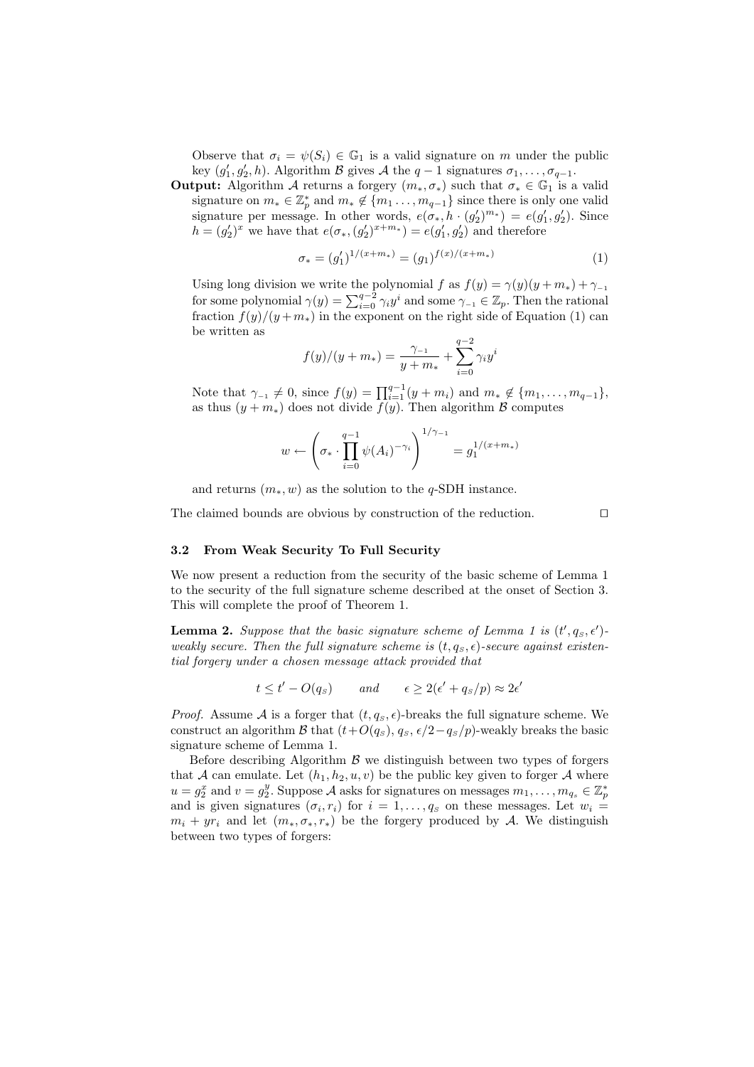Observe that $\sigma_i = \psi(S_i) \in \mathbb{G}_1$ is a valid signature on $m$ under the public key $(g_1', g_2', h)$. Algorithm $\mathcal{B}$ gives $\mathcal{A}$ the $q-1$ signatures $\sigma_1, \ldots, \sigma_{q-1}$.

**Output:** Algorithm $\mathcal{A}$ returns a forgery $(m_*, \sigma_*)$ such that $\sigma_* \in \mathbb{G}_1$ is a valid signature on $m_* \in \mathbb{Z}_p^*$ and $m_* \notin \{m_1 \ldots, m_{q-1}\}$ since there is only one valid signature per message. In other words, $e(\sigma_*, h \cdot (g_2')^{m_*}) = e(g_1', g_2')$. Since $h = (g_2')^x$ we have that $e(\sigma_*, (g_2')^{x+m_*}) = e(g_1', g_2')$ and therefore

$$\sigma_* = (g_1')^{1/(x+m_*)} = (g_1)^{f(x)/(x+m_*)} \tag{1}$$

Using long division we write the polynomial $f$ as $f(y) = \gamma(y)(y+m_*) + \gamma_{-1}$ for some polynomial $\gamma(y) = \sum_{i=0}^{q-2} \gamma_i y^i$ and some $\gamma_{-1} \in \mathbb{Z}_p$. Then the rational fraction $f(y)/(y+m_*)$ in the exponent on the right side of Equation (1) can be written as

$$f(y)/(y+m_*) = \frac{\gamma_{-1}}{y+m_*} + \sum_{i=0}^{q-2} \gamma_i y^i$$

Note that $\gamma_{-1} \neq 0$, since $f(y) = \prod_{i=1}^{q-1}(y+m_i)$ and $m_* \notin \{m_1, \ldots, m_{q-1}\}$, as thus $(y+m_*)$ does not divide $f(y)$. Then algorithm $\mathcal{B}$ computes

$$w \leftarrow \left( \sigma_* \cdot \prod_{i=0}^{q-1} \psi(A_i)^{-\gamma_i} \right)^{1/\gamma_{-1}} = g_1^{1/(x+m_*)}$$

and returns $(m_*, w)$ as the solution to the $q$-SDH instance.

The claimed bounds are obvious by construction of the reduction. □

### 3.2 From Weak Security To Full Security

We now present a reduction from the security of the basic scheme of Lemma 1 to the security of the full signature scheme described at the onset of Section 3. This will complete the proof of Theorem 1.

**Lemma 2.** *Suppose that the basic signature scheme of Lemma 1 is $(t', q_S, \epsilon')$-weakly secure. Then the full signature scheme is $(t, q_S, \epsilon)$-secure against existential forgery under a chosen message attack provided that*

$$t \leq t' - O(q_S) \qquad \textit{and} \qquad \epsilon \geq 2(\epsilon' + q_S/p) \approx 2\epsilon'$$

*Proof.* Assume $\mathcal{A}$ is a forger that $(t, q_S, \epsilon)$-breaks the full signature scheme. We construct an algorithm $\mathcal{B}$ that $(t+O(q_S), q_S, \epsilon/2 - q_S/p)$-weakly breaks the basic signature scheme of Lemma 1.

Before describing Algorithm $\mathcal{B}$ we distinguish between two types of forgers that $\mathcal{A}$ can emulate. Let $(h_1, h_2, u, v)$ be the public key given to forger $\mathcal{A}$ where $u = g_2^x$ and $v = g_2^y$. Suppose $\mathcal{A}$ asks for signatures on messages $m_1, \ldots, m_{q_s} \in \mathbb{Z}_p^*$ and is given signatures $(\sigma_i, r_i)$ for $i = 1, \ldots, q_S$ on these messages. Let $w_i = m_i + yr_i$ and let $(m_*, \sigma_*, r_*)$ be the forgery produced by $\mathcal{A}$. We distinguish between two types of forgers: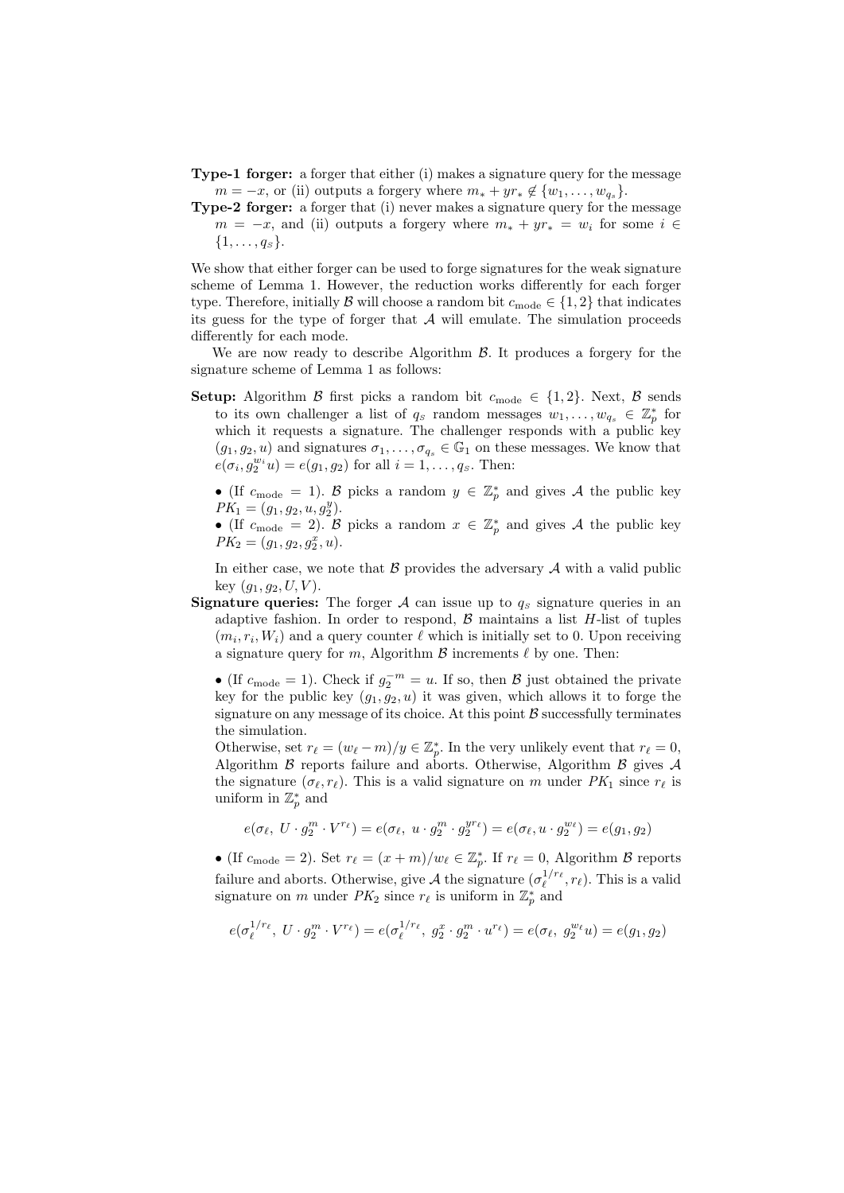**Type-1 forger:** a forger that either (i) makes a signature query for the message $m = -x$, or (ii) outputs a forgery where $m_* + yr_* \notin \{w_1, \ldots, w_{q_S}\}$.

**Type-2 forger:** a forger that (i) never makes a signature query for the message $m = -x$, and (ii) outputs a forgery where $m_* + yr_* = w_i$ for some $i \in \{1, \ldots, q_S\}$.

We show that either forger can be used to forge signatures for the weak signature scheme of Lemma 1. However, the reduction works differently for each forger type. Therefore, initially $\mathcal{B}$ will choose a random bit $c_{\text{mode}} \in \{1, 2\}$ that indicates its guess for the type of forger that $\mathcal{A}$ will emulate. The simulation proceeds differently for each mode.

We are now ready to describe Algorithm $\mathcal{B}$. It produces a forgery for the signature scheme of Lemma 1 as follows:

**Setup:** Algorithm $\mathcal{B}$ first picks a random bit $c_{\text{mode}} \in \{1, 2\}$. Next, $\mathcal{B}$ sends to its own challenger a list of $q_S$ random messages $w_1, \ldots, w_{q_S} \in \mathbb{Z}_p^*$ for which it requests a signature. The challenger responds with a public key $(g_1, g_2, u)$ and signatures $\sigma_1, \ldots, \sigma_{q_S} \in \mathbb{G}_1$ on these messages. We know that $e(\sigma_i, g_2^{w_i} u) = e(g_1, g_2)$ for all $i = 1, \ldots, q_S$. Then:

- (If $c_{\text{mode}} = 1$). $\mathcal{B}$ picks a random $y \in \mathbb{Z}_p^*$ and gives $\mathcal{A}$ the public key $PK_1 = (g_1, g_2, u, g_2^y)$.
- (If $c_{\text{mode}} = 2$). $\mathcal{B}$ picks a random $x \in \mathbb{Z}_p^*$ and gives $\mathcal{A}$ the public key $PK_2 = (g_1, g_2, g_2^x, u)$.

In either case, we note that $\mathcal{B}$ provides the adversary $\mathcal{A}$ with a valid public key $(g_1, g_2, U, V)$.

**Signature queries:** The forger $\mathcal{A}$ can issue up to $q_S$ signature queries in an adaptive fashion. In order to respond, $\mathcal{B}$ maintains a list $H$-list of tuples $(m_i, r_i, W_i)$ and a query counter $\ell$ which is initially set to 0. Upon receiving a signature query for $m$, Algorithm $\mathcal{B}$ increments $\ell$ by one. Then:

- (If $c_{\text{mode}} = 1$). Check if $g_2^{-m} = u$. If so, then $\mathcal{B}$ just obtained the private key for the public key $(g_1, g_2, u)$ it was given, which allows it to forge the signature on any message of its choice. At this point $\mathcal{B}$ successfully terminates the simulation.

  Otherwise, set $r_\ell = (w_\ell - m)/y \in \mathbb{Z}_p^*$. In the very unlikely event that $r_\ell = 0$, Algorithm $\mathcal{B}$ reports failure and aborts. Otherwise, Algorithm $\mathcal{B}$ gives $\mathcal{A}$ the signature $(\sigma_\ell, r_\ell)$. This is a valid signature on $m$ under $PK_1$ since $r_\ell$ is uniform in $\mathbb{Z}_p^*$ and

$$e(\sigma_\ell,\ U \cdot g_2^m \cdot V^{r_\ell}) = e(\sigma_\ell,\ u \cdot g_2^m \cdot g_2^{y r_\ell}) = e(\sigma_\ell, u \cdot g_2^{w_\ell}) = e(g_1, g_2)$$

- (If $c_{\text{mode}} = 2$). Set $r_\ell = (x + m)/w_\ell \in \mathbb{Z}_p^*$. If $r_\ell = 0$, Algorithm $\mathcal{B}$ reports failure and aborts. Otherwise, give $\mathcal{A}$ the signature $(\sigma_\ell^{1/r_\ell}, r_\ell)$. This is a valid signature on $m$ under $PK_2$ since $r_\ell$ is uniform in $\mathbb{Z}_p^*$ and

$$e(\sigma_\ell^{1/r_\ell},\ U \cdot g_2^m \cdot V^{r_\ell}) = e(\sigma_\ell^{1/r_\ell},\ g_2^x \cdot g_2^m \cdot u^{r_\ell}) = e(\sigma_\ell,\ g_2^{w_\ell} u) = e(g_1, g_2)$$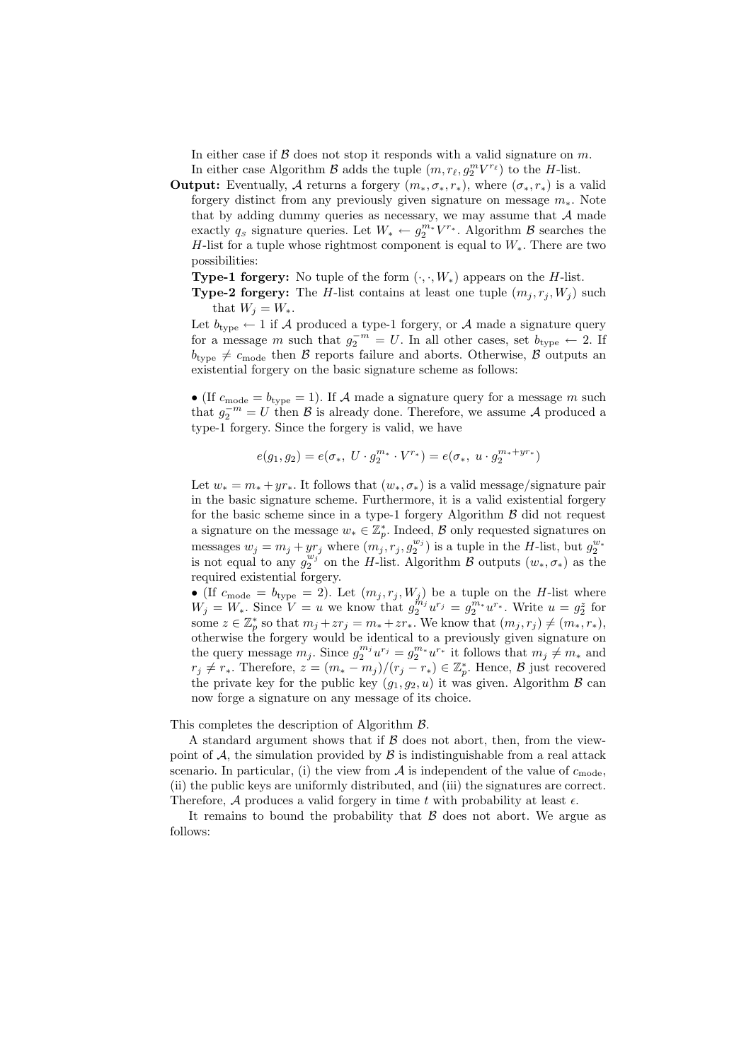In either case if $\mathcal{B}$ does not stop it responds with a valid signature on $m$.

In either case Algorithm $\mathcal{B}$ adds the tuple $(m, r_\ell, g_2^m V^{r_\ell})$ to the $H$-list.

**Output:** Eventually, $\mathcal{A}$ returns a forgery $(m_*, \sigma_*, r_*)$, where $(\sigma_*, r_*)$ is a valid forgery distinct from any previously given signature on message $m_*$. Note that by adding dummy queries as necessary, we may assume that $\mathcal{A}$ made exactly $q_S$ signature queries. Let $W_* \leftarrow g_2^{m_*} V^{r_*}$. Algorithm $\mathcal{B}$ searches the $H$-list for a tuple whose rightmost component is equal to $W_*$. There are two possibilities:

**Type-1 forgery:** No tuple of the form $(\cdot, \cdot, W_*)$ appears on the $H$-list.

**Type-2 forgery:** The $H$-list contains at least one tuple $(m_j, r_j, W_j)$ such that $W_j = W_*$.

Let $b_{\text{type}} \leftarrow 1$ if $\mathcal{A}$ produced a type-1 forgery, or $\mathcal{A}$ made a signature query for a message $m$ such that $g_2^{-m} = U$. In all other cases, set $b_{\text{type}} \leftarrow 2$. If $b_{\text{type}} \neq c_{\text{mode}}$ then $\mathcal{B}$ reports failure and aborts. Otherwise, $\mathcal{B}$ outputs an existential forgery on the basic signature scheme as follows:

• (If $c_{\text{mode}} = b_{\text{type}} = 1$). If $\mathcal{A}$ made a signature query for a message $m$ such that $g_2^{-m} = U$ then $\mathcal{B}$ is already done. Therefore, we assume $\mathcal{A}$ produced a type-1 forgery. Since the forgery is valid, we have

$$e(g_1, g_2) = e(\sigma_*,\ U \cdot g_2^{m_*} \cdot V^{r_*}) = e(\sigma_*,\ u \cdot g_2^{m_* + y r_*})$$

Let $w_* = m_* + y r_*$. It follows that $(w_*, \sigma_*)$ is a valid message/signature pair in the basic signature scheme. Furthermore, it is a valid existential forgery for the basic scheme since in a type-1 forgery Algorithm $\mathcal{B}$ did not request a signature on the message $w_* \in \mathbb{Z}_p^*$. Indeed, $\mathcal{B}$ only requested signatures on messages $w_j = m_j + y r_j$ where $(m_j, r_j, g_2^{w_j})$ is a tuple in the $H$-list, but $g_2^{w_*}$ is not equal to any $g_2^{w_j}$ on the $H$-list. Algorithm $\mathcal{B}$ outputs $(w_*, \sigma_*)$ as the required existential forgery.

• (If $c_{\text{mode}} = b_{\text{type}} = 2$). Let $(m_j, r_j, W_j)$ be a tuple on the $H$-list where $W_j = W_*$. Since $V = u$ we know that $g_2^{m_j} u^{r_j} = g_2^{m_*} u^{r_*}$. Write $u = g_2^z$ for some $z \in \mathbb{Z}_p^*$ so that $m_j + z r_j = m_* + z r_*$. We know that $(m_j, r_j) \neq (m_*, r_*)$, otherwise the forgery would be identical to a previously given signature on the query message $m_j$. Since $g_2^{m_j} u^{r_j} = g_2^{m_*} u^{r_*}$ it follows that $m_j \neq m_*$ and $r_j \neq r_*$. Therefore, $z = (m_* - m_j)/(r_j - r_*) \in \mathbb{Z}_p^*$. Hence, $\mathcal{B}$ just recovered the private key for the public key $(g_1, g_2, u)$ it was given. Algorithm $\mathcal{B}$ can now forge a signature on any message of its choice.

This completes the description of Algorithm $\mathcal{B}$.

A standard argument shows that if $\mathcal{B}$ does not abort, then, from the viewpoint of $\mathcal{A}$, the simulation provided by $\mathcal{B}$ is indistinguishable from a real attack scenario. In particular, (i) the view from $\mathcal{A}$ is independent of the value of $c_{\text{mode}}$, (ii) the public keys are uniformly distributed, and (iii) the signatures are correct. Therefore, $\mathcal{A}$ produces a valid forgery in time $t$ with probability at least $\epsilon$.

It remains to bound the probability that $\mathcal{B}$ does not abort. We argue as follows: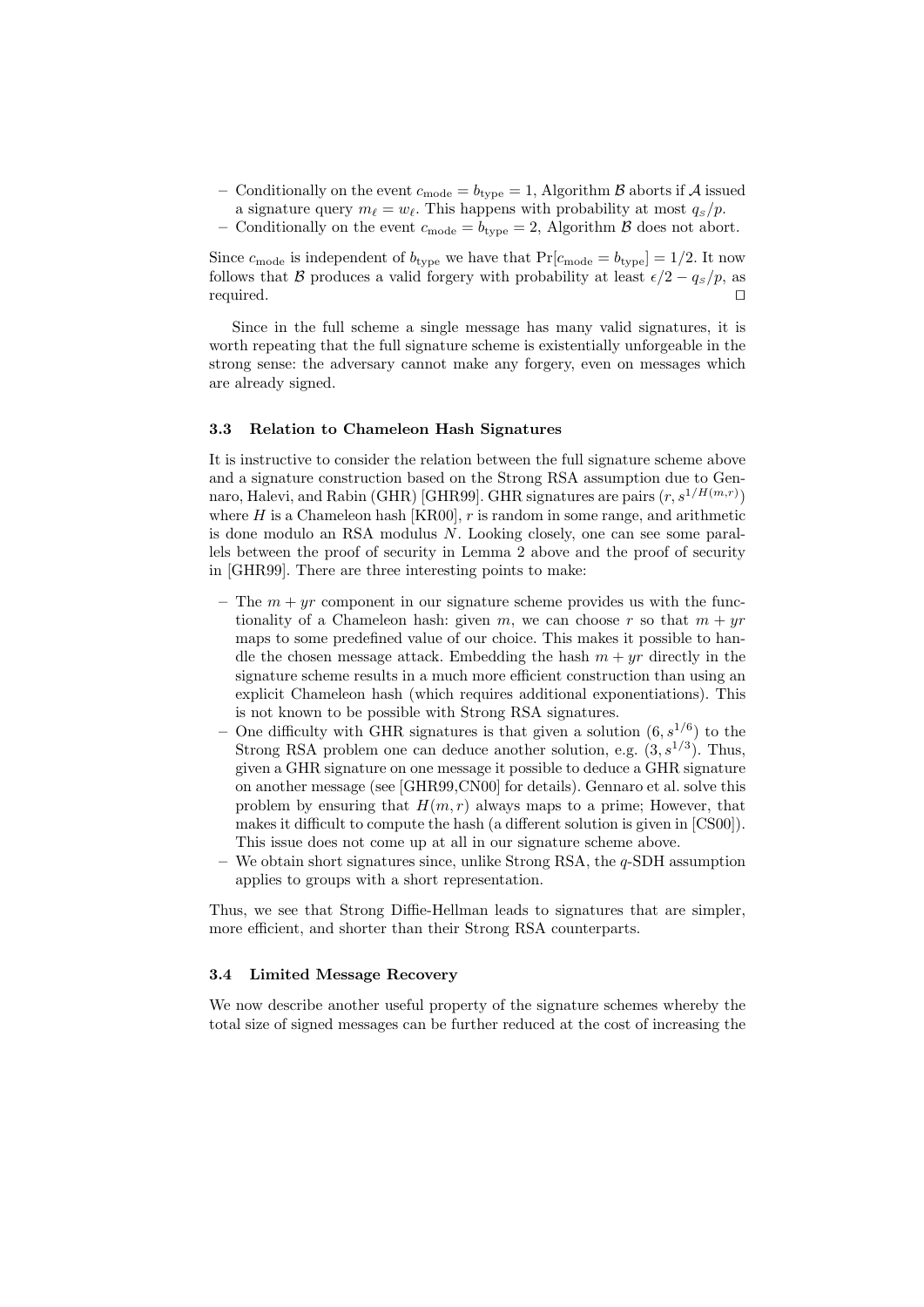- Conditionally on the event $c_{\text{mode}} = b_{\text{type}} = 1$, Algorithm $\mathcal{B}$ aborts if $\mathcal{A}$ issued a signature query $m_\ell = w_\ell$. This happens with probability at most $q_S/p$.
- Conditionally on the event $c_{\text{mode}} = b_{\text{type}} = 2$, Algorithm $\mathcal{B}$ does not abort.

Since $c_{\text{mode}}$ is independent of $b_{\text{type}}$ we have that $\Pr[c_{\text{mode}} = b_{\text{type}}] = 1/2$. It now follows that $\mathcal{B}$ produces a valid forgery with probability at least $\epsilon/2 - q_S/p$, as required. □

Since in the full scheme a single message has many valid signatures, it is worth repeating that the full signature scheme is existentially unforgeable in the strong sense: the adversary cannot make any forgery, even on messages which are already signed.

### 3.3 Relation to Chameleon Hash Signatures

It is instructive to consider the relation between the full signature scheme above and a signature construction based on the Strong RSA assumption due to Gennaro, Halevi, and Rabin (GHR) [GHR99]. GHR signatures are pairs $(r, s^{1/H(m,r)})$ where $H$ is a Chameleon hash [KR00], $r$ is random in some range, and arithmetic is done modulo an RSA modulus $N$. Looking closely, one can see some parallels between the proof of security in Lemma 2 above and the proof of security in [GHR99]. There are three interesting points to make:

- The $m + yr$ component in our signature scheme provides us with the functionality of a Chameleon hash: given $m$, we can choose $r$ so that $m + yr$ maps to some predefined value of our choice. This makes it possible to handle the chosen message attack. Embedding the hash $m + yr$ directly in the signature scheme results in a much more efficient construction than using an explicit Chameleon hash (which requires additional exponentiations). This is not known to be possible with Strong RSA signatures.
- One difficulty with GHR signatures is that given a solution $(6, s^{1/6})$ to the Strong RSA problem one can deduce another solution, e.g. $(3, s^{1/3})$. Thus, given a GHR signature on one message it possible to deduce a GHR signature on another message (see [GHR99,CN00] for details). Gennaro et al. solve this problem by ensuring that $H(m, r)$ always maps to a prime; However, that makes it difficult to compute the hash (a different solution is given in [CS00]). This issue does not come up at all in our signature scheme above.
- We obtain short signatures since, unlike Strong RSA, the $q$-SDH assumption applies to groups with a short representation.

Thus, we see that Strong Diffie-Hellman leads to signatures that are simpler, more efficient, and shorter than their Strong RSA counterparts.

### 3.4 Limited Message Recovery

We now describe another useful property of the signature schemes whereby the total size of signed messages can be further reduced at the cost of increasing the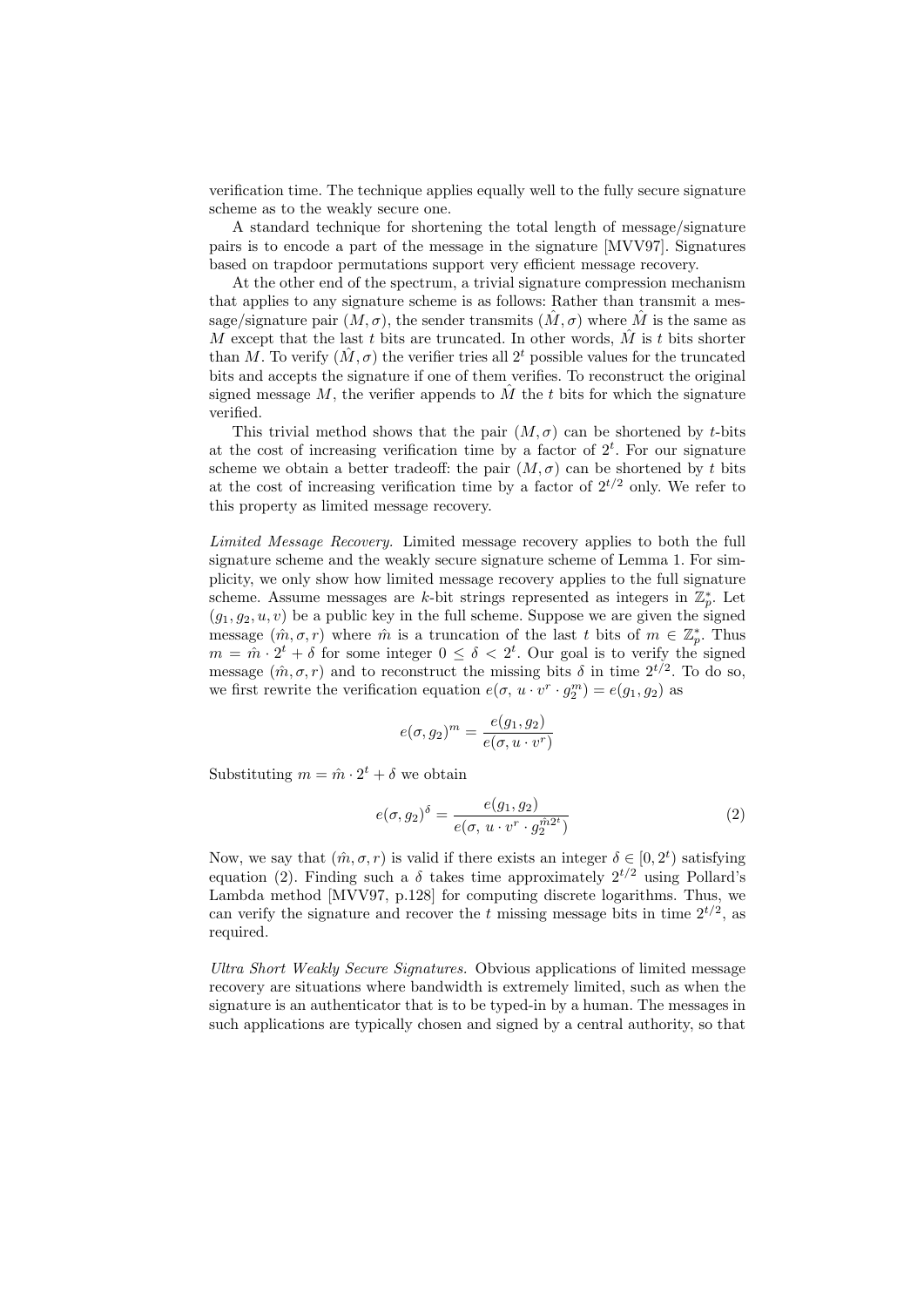verification time. The technique applies equally well to the fully secure signature scheme as to the weakly secure one.

A standard technique for shortening the total length of message/signature pairs is to encode a part of the message in the signature [MVV97]. Signatures based on trapdoor permutations support very efficient message recovery.

At the other end of the spectrum, a trivial signature compression mechanism that applies to any signature scheme is as follows: Rather than transmit a message/signature pair $(M, \sigma)$, the sender transmits $(\hat{M}, \sigma)$ where $\hat{M}$ is the same as $M$ except that the last $t$ bits are truncated. In other words, $\hat{M}$ is $t$ bits shorter than $M$. To verify $(\hat{M}, \sigma)$ the verifier tries all $2^t$ possible values for the truncated bits and accepts the signature if one of them verifies. To reconstruct the original signed message $M$, the verifier appends to $\hat{M}$ the $t$ bits for which the signature verified.

This trivial method shows that the pair $(M, \sigma)$ can be shortened by $t$-bits at the cost of increasing verification time by a factor of $2^t$. For our signature scheme we obtain a better tradeoff: the pair $(M, \sigma)$ can be shortened by $t$ bits at the cost of increasing verification time by a factor of $2^{t/2}$ only. We refer to this property as limited message recovery.

*Limited Message Recovery.* Limited message recovery applies to both the full signature scheme and the weakly secure signature scheme of Lemma 1. For simplicity, we only show how limited message recovery applies to the full signature scheme. Assume messages are $k$-bit strings represented as integers in $\mathbb{Z}_p^*$. Let $(g_1, g_2, u, v)$ be a public key in the full scheme. Suppose we are given the signed message $(\hat{m}, \sigma, r)$ where $\hat{m}$ is a truncation of the last $t$ bits of $m \in \mathbb{Z}_p^*$. Thus $m = \hat{m} \cdot 2^t + \delta$ for some integer $0 \le \delta < 2^t$. Our goal is to verify the signed message $(\hat{m}, \sigma, r)$ and to reconstruct the missing bits $\delta$ in time $2^{t/2}$. To do so, we first rewrite the verification equation $e(\sigma,\, u \cdot v^r \cdot g_2^m) = e(g_1, g_2)$ as

$$e(\sigma, g_2)^m = \frac{e(g_1, g_2)}{e(\sigma, u \cdot v^r)}$$

Substituting $m = \hat{m} \cdot 2^t + \delta$ we obtain

$$e(\sigma, g_2)^\delta = \frac{e(g_1, g_2)}{e(\sigma,\, u \cdot v^r \cdot g_2^{\hat{m}2^t})} \tag{2}$$

Now, we say that $(\hat{m}, \sigma, r)$ is valid if there exists an integer $\delta \in [0, 2^t)$ satisfying equation (2). Finding such a $\delta$ takes time approximately $2^{t/2}$ using Pollard's Lambda method [MVV97, p.128] for computing discrete logarithms. Thus, we can verify the signature and recover the $t$ missing message bits in time $2^{t/2}$, as required.

*Ultra Short Weakly Secure Signatures.* Obvious applications of limited message recovery are situations where bandwidth is extremely limited, such as when the signature is an authenticator that is to be typed-in by a human. The messages in such applications are typically chosen and signed by a central authority, so that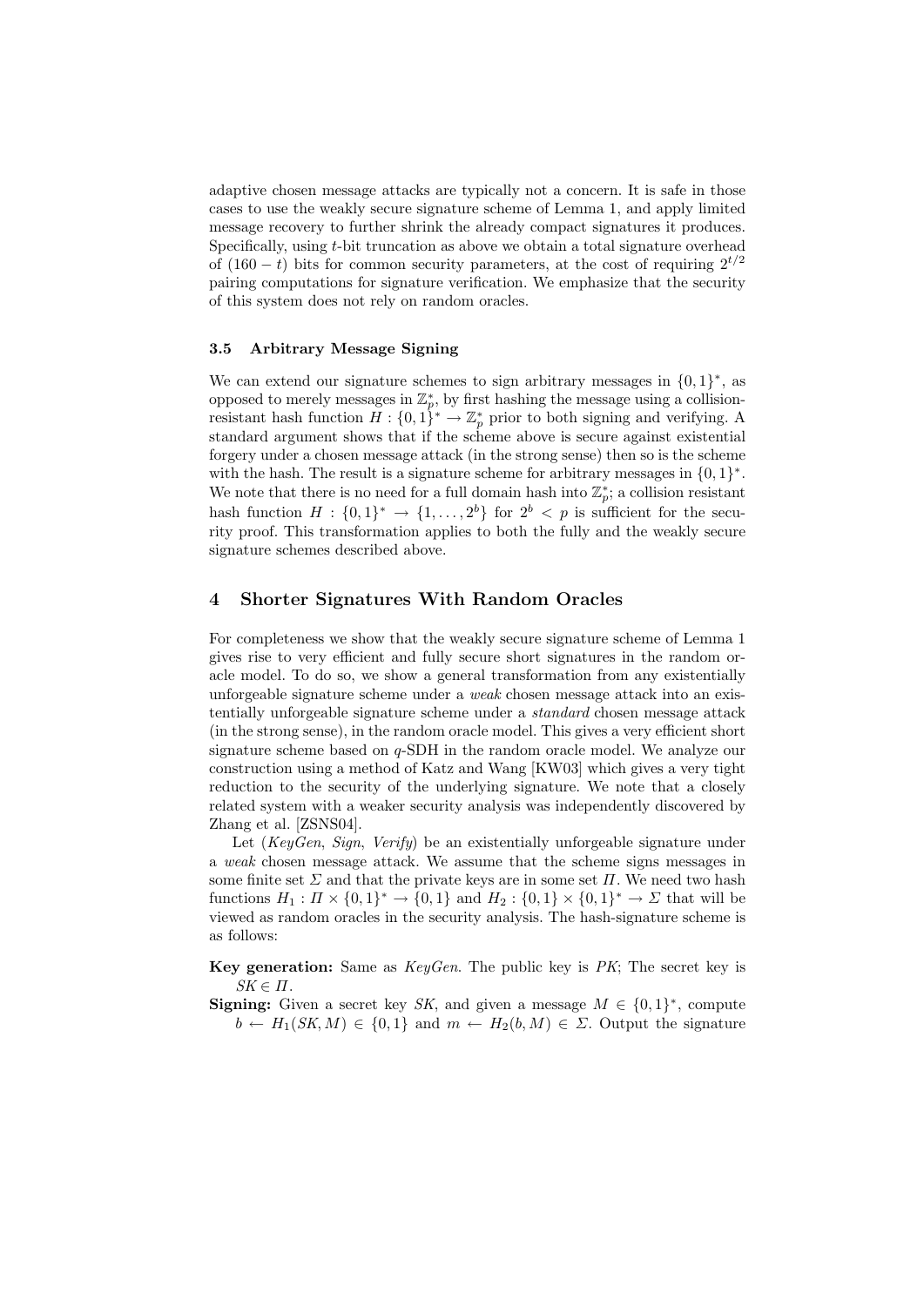adaptive chosen message attacks are typically not a concern. It is safe in those cases to use the weakly secure signature scheme of Lemma 1, and apply limited message recovery to further shrink the already compact signatures it produces. Specifically, using $t$-bit truncation as above we obtain a total signature overhead of $(160 - t)$ bits for common security parameters, at the cost of requiring $2^{t/2}$ pairing computations for signature verification. We emphasize that the security of this system does not rely on random oracles.

### 3.5 Arbitrary Message Signing

We can extend our signature schemes to sign arbitrary messages in $\{0,1\}^*$, as opposed to merely messages in $\mathbb{Z}_p^*$, by first hashing the message using a collision-resistant hash function $H : \{0,1\}^* \to \mathbb{Z}_p^*$ prior to both signing and verifying. A standard argument shows that if the scheme above is secure against existential forgery under a chosen message attack (in the strong sense) then so is the scheme with the hash. The result is a signature scheme for arbitrary messages in $\{0,1\}^*$. We note that there is no need for a full domain hash into $\mathbb{Z}_p^*$; a collision resistant hash function $H : \{0,1\}^* \to \{1,\ldots,2^b\}$ for $2^b < p$ is sufficient for the security proof. This transformation applies to both the fully and the weakly secure signature schemes described above.

## 4 Shorter Signatures With Random Oracles

For completeness we show that the weakly secure signature scheme of Lemma 1 gives rise to very efficient and fully secure short signatures in the random oracle model. To do so, we show a general transformation from any existentially unforgeable signature scheme under a *weak* chosen message attack into an existentially unforgeable signature scheme under a *standard* chosen message attack (in the strong sense), in the random oracle model. This gives a very efficient short signature scheme based on $q$-SDH in the random oracle model. We analyze our construction using a method of Katz and Wang [KW03] which gives a very tight reduction to the security of the underlying signature. We note that a closely related system with a weaker security analysis was independently discovered by Zhang et al. [ZSNS04].

Let (*KeyGen*, *Sign*, *Verify*) be an existentially unforgeable signature under a *weak* chosen message attack. We assume that the scheme signs messages in some finite set $\Sigma$ and that the private keys are in some set $\Pi$. We need two hash functions $H_1 : \Pi \times \{0,1\}^* \to \{0,1\}$ and $H_2 : \{0,1\} \times \{0,1\}^* \to \Sigma$ that will be viewed as random oracles in the security analysis. The hash-signature scheme is as follows:

**Key generation:** Same as *KeyGen*. The public key is *PK*; The secret key is $SK \in \Pi$.

**Signing:** Given a secret key *SK*, and given a message $M \in \{0,1\}^*$, compute $b \leftarrow H_1(SK, M) \in \{0,1\}$ and $m \leftarrow H_2(b, M) \in \Sigma$. Output the signature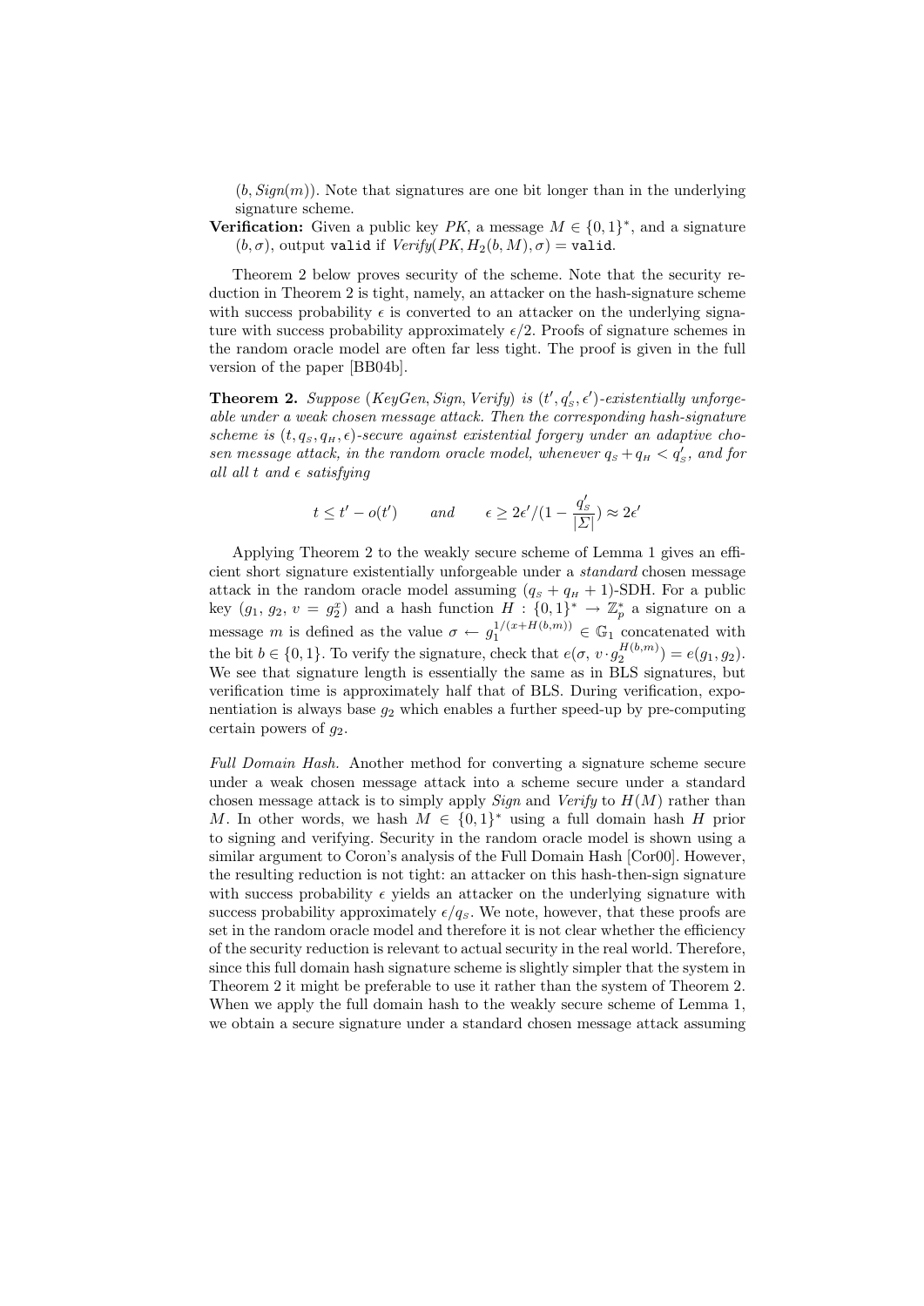$(b, Sign(m))$. Note that signatures are one bit longer than in the underlying signature scheme.

**Verification:** Given a public key $PK$, a message $M \in \{0,1\}^*$, and a signature $(b, \sigma)$, output `valid` if $Verify(PK, H_2(b, M), \sigma) =$ `valid`.

Theorem 2 below proves security of the scheme. Note that the security reduction in Theorem 2 is tight, namely, an attacker on the hash-signature scheme with success probability $\epsilon$ is converted to an attacker on the underlying signature with success probability approximately $\epsilon/2$. Proofs of signature schemes in the random oracle model are often far less tight. The proof is given in the full version of the paper [BB04b].

**Theorem 2.** *Suppose $(KeyGen, Sign, Verify)$ is $(t', q'_S, \epsilon')$-existentially unforgeable under a weak chosen message attack. Then the corresponding hash-signature scheme is $(t, q_S, q_H, \epsilon)$-secure against existential forgery under an adaptive chosen message attack, in the random oracle model, whenever $q_S + q_H < q'_S$, and for all all $t$ and $\epsilon$ satisfying*

$$t \le t' - o(t') \qquad \textit{and} \qquad \epsilon \ge 2\epsilon'/(1 - \frac{q'_S}{|\Sigma|}) \approx 2\epsilon'$$

Applying Theorem 2 to the weakly secure scheme of Lemma 1 gives an efficient short signature existentially unforgeable under a *standard* chosen message attack in the random oracle model assuming $(q_S + q_H + 1)$-SDH. For a public key $(g_1, g_2, v = g_2^x)$ and a hash function $H : \{0,1\}^* \to \mathbb{Z}_p^*$ a signature on a message $m$ is defined as the value $\sigma \leftarrow g_1^{1/(x+H(b,m))} \in \mathbb{G}_1$ concatenated with the bit $b \in \{0,1\}$. To verify the signature, check that $e(\sigma, v \cdot g_2^{H(b,m)}) = e(g_1, g_2)$. We see that signature length is essentially the same as in BLS signatures, but verification time is approximately half that of BLS. During verification, exponentiation is always base $g_2$ which enables a further speed-up by pre-computing certain powers of $g_2$.

*Full Domain Hash.* Another method for converting a signature scheme secure under a weak chosen message attack into a scheme secure under a standard chosen message attack is to simply apply *Sign* and *Verify* to $H(M)$ rather than $M$. In other words, we hash $M \in \{0,1\}^*$ using a full domain hash $H$ prior to signing and verifying. Security in the random oracle model is shown using a similar argument to Coron's analysis of the Full Domain Hash [Cor00]. However, the resulting reduction is not tight: an attacker on this hash-then-sign signature with success probability $\epsilon$ yields an attacker on the underlying signature with success probability approximately $\epsilon/q_S$. We note, however, that these proofs are set in the random oracle model and therefore it is not clear whether the efficiency of the security reduction is relevant to actual security in the real world. Therefore, since this full domain hash signature scheme is slightly simpler that the system in Theorem 2 it might be preferable to use it rather than the system of Theorem 2. When we apply the full domain hash to the weakly secure scheme of Lemma 1, we obtain a secure signature under a standard chosen message attack assuming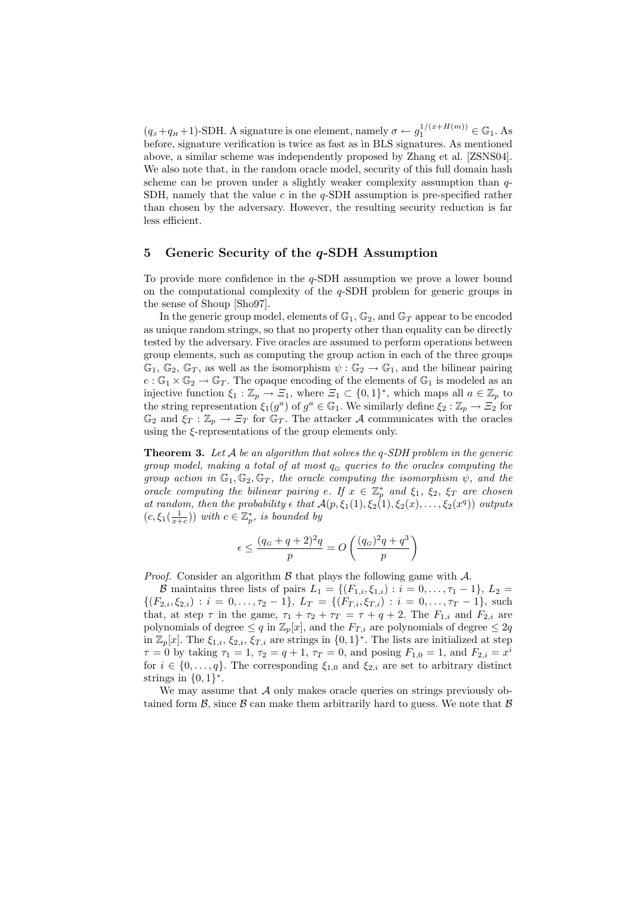($q_S + q_H + 1$)-SDH. A signature is one element, namely $\sigma \leftarrow g_1^{1/(x+H(m))} \in \mathbb{G}_1$. As before, signature verification is twice as fast as in BLS signatures. As mentioned above, a similar scheme was independently proposed by Zhang et al. [ZSNS04]. We also note that, in the random oracle model, security of this full domain hash scheme can be proven under a slightly weaker complexity assumption than $q$-SDH, namely that the value $c$ in the $q$-SDH assumption is pre-specified rather than chosen by the adversary. However, the resulting security reduction is far less efficient.

## 5 Generic Security of the $q$-SDH Assumption

To provide more confidence in the $q$-SDH assumption we prove a lower bound on the computational complexity of the $q$-SDH problem for generic groups in the sense of Shoup [Sho97].

In the generic group model, elements of $\mathbb{G}_1$, $\mathbb{G}_2$, and $\mathbb{G}_T$ appear to be encoded as unique random strings, so that no property other than equality can be directly tested by the adversary. Five oracles are assumed to perform operations between group elements, such as computing the group action in each of the three groups $\mathbb{G}_1$, $\mathbb{G}_2$, $\mathbb{G}_T$, as well as the isomorphism $\psi : \mathbb{G}_2 \to \mathbb{G}_1$, and the bilinear pairing $e : \mathbb{G}_1 \times \mathbb{G}_2 \to \mathbb{G}_T$. The opaque encoding of the elements of $\mathbb{G}_1$ is modeled as an injective function $\xi_1 : \mathbb{Z}_p \to \Xi_1$, where $\Xi_1 \subset \{0,1\}^*$, which maps all $a \in \mathbb{Z}_p$ to the string representation $\xi_1(g^a)$ of $g^a \in \mathbb{G}_1$. We similarly define $\xi_2 : \mathbb{Z}_p \to \Xi_2$ for $\mathbb{G}_2$ and $\xi_T : \mathbb{Z}_p \to \Xi_T$ for $\mathbb{G}_T$. The attacker $\mathcal{A}$ communicates with the oracles using the $\xi$-representations of the group elements only.

**Theorem 3.** *Let $\mathcal{A}$ be an algorithm that solves the $q$-SDH problem in the generic group model, making a total of at most $q_G$ queries to the oracles computing the group action in $\mathbb{G}_1, \mathbb{G}_2, \mathbb{G}_T$, the oracle computing the isomorphism $\psi$, and the oracle computing the bilinear pairing $e$. If $x \in \mathbb{Z}_p^*$ and $\xi_1$, $\xi_2$, $\xi_T$ are chosen at random, then the probability $\epsilon$ that $\mathcal{A}(p, \xi_1(1), \xi_2(1), \xi_2(x), \ldots, \xi_2(x^q))$ outputs $(c, \xi_1(\frac{1}{x+c}))$ with $c \in \mathbb{Z}_p^*$, is bounded by*

$$\epsilon \leq \frac{(q_G + q + 2)^2 q}{p} = O\left(\frac{(q_G)^2 q + q^3}{p}\right)$$

*Proof.* Consider an algorithm $\mathcal{B}$ that plays the following game with $\mathcal{A}$.

$\mathcal{B}$ maintains three lists of pairs $L_1 = \{(F_{1,i}, \xi_{1,i}) : i = 0, \ldots, \tau_1 - 1\}$, $L_2 = \{(F_{2,i}, \xi_{2,i}) : i = 0, \ldots, \tau_2 - 1\}$, $L_T = \{(F_{T,i}, \xi_{T,i}) : i = 0, \ldots, \tau_T - 1\}$, such that, at step $\tau$ in the game, $\tau_1 + \tau_2 + \tau_T = \tau + q + 2$. The $F_{1,i}$ and $F_{2,i}$ are polynomials of degree $\leq q$ in $\mathbb{Z}_p[x]$, and the $F_{T,i}$ are polynomials of degree $\leq 2q$ in $\mathbb{Z}_p[x]$. The $\xi_{1,i}$, $\xi_{2,i}$, $\xi_{T,i}$ are strings in $\{0,1\}^*$. The lists are initialized at step $\tau = 0$ by taking $\tau_1 = 1$, $\tau_2 = q + 1$, $\tau_T = 0$, and posing $F_{1,0} = 1$, and $F_{2,i} = x^i$ for $i \in \{0, \ldots, q\}$. The corresponding $\xi_{1,0}$ and $\xi_{2,i}$ are set to arbitrary distinct strings in $\{0,1\}^*$.

We may assume that $\mathcal{A}$ only makes oracle queries on strings previously obtained form $\mathcal{B}$, since $\mathcal{B}$ can make them arbitrarily hard to guess. We note that $\mathcal{B}$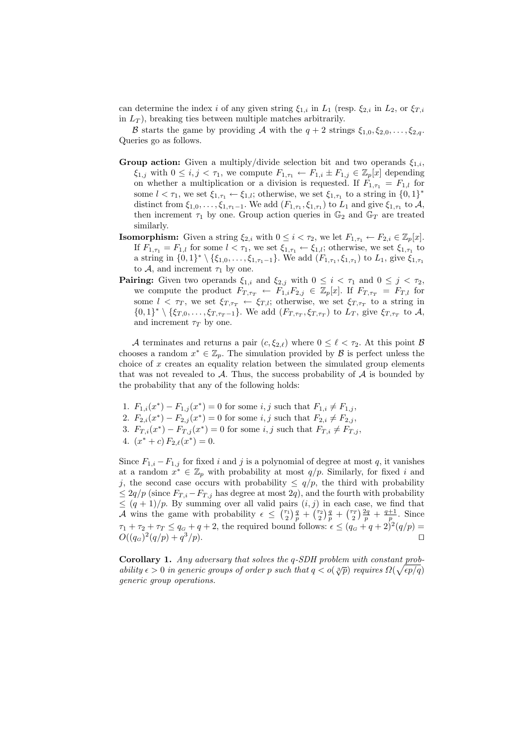can determine the index $i$ of any given string $\xi_{1,i}$ in $L_1$ (resp. $\xi_{2,i}$ in $L_2$, or $\xi_{T,i}$ in $L_T$), breaking ties between multiple matches arbitrarily.

$\mathcal{B}$ starts the game by providing $\mathcal{A}$ with the $q+2$ strings $\xi_{1,0}, \xi_{2,0}, \ldots, \xi_{2,q}$. Queries go as follows.

**Group action:** Given a multiply/divide selection bit and two operands $\xi_{1,i}$, $\xi_{1,j}$ with $0 \le i, j < \tau_1$, we compute $F_{1,\tau_1} \leftarrow F_{1,i} \pm F_{1,j} \in \mathbb{Z}_p[x]$ depending on whether a multiplication or a division is requested. If $F_{1,\tau_1} = F_{1,l}$ for some $l < \tau_1$, we set $\xi_{1,\tau_1} \leftarrow \xi_{1,l}$; otherwise, we set $\xi_{1,\tau_1}$ to a string in $\{0,1\}^*$ distinct from $\xi_{1,0}, \ldots, \xi_{1,\tau_1-1}$. We add $(F_{1,\tau_1}, \xi_{1,\tau_1})$ to $L_1$ and give $\xi_{1,\tau_1}$ to $\mathcal{A}$, then increment $\tau_1$ by one. Group action queries in $\mathbb{G}_2$ and $\mathbb{G}_T$ are treated similarly.

**Isomorphism:** Given a string $\xi_{2,i}$ with $0 \le i < \tau_2$, we let $F_{1,\tau_1} \leftarrow F_{2,i} \in \mathbb{Z}_p[x]$. If $F_{1,\tau_1} = F_{1,l}$ for some $l < \tau_1$, we set $\xi_{1,\tau_1} \leftarrow \xi_{1,l}$; otherwise, we set $\xi_{1,\tau_1}$ to a string in $\{0,1\}^* \setminus \{\xi_{1,0}, \ldots, \xi_{1,\tau_1-1}\}$. We add $(F_{1,\tau_1}, \xi_{1,\tau_1})$ to $L_1$, give $\xi_{1,\tau_1}$ to $\mathcal{A}$, and increment $\tau_1$ by one.

**Pairing:** Given two operands $\xi_{1,i}$ and $\xi_{2,j}$ with $0 \le i < \tau_1$ and $0 \le j < \tau_2$, we compute the product $F_{T,\tau_T} \leftarrow F_{1,i} F_{2,j} \in \mathbb{Z}_p[x]$. If $F_{T,\tau_T} = F_{T,l}$ for some $l < \tau_T$, we set $\xi_{T,\tau_T} \leftarrow \xi_{T,l}$; otherwise, we set $\xi_{T,\tau_T}$ to a string in $\{0,1\}^* \setminus \{\xi_{T,0}, \ldots, \xi_{T,\tau_T-1}\}$. We add $(F_{T,\tau_T}, \xi_{T,\tau_T})$ to $L_T$, give $\xi_{T,\tau_T}$ to $\mathcal{A}$, and increment $\tau_T$ by one.

$\mathcal{A}$ terminates and returns a pair $(c, \xi_{2,\ell})$ where $0 \le \ell < \tau_2$. At this point $\mathcal{B}$ chooses a random $x^* \in \mathbb{Z}_p$. The simulation provided by $\mathcal{B}$ is perfect unless the choice of $x$ creates an equality relation between the simulated group elements that was not revealed to $\mathcal{A}$. Thus, the success probability of $\mathcal{A}$ is bounded by the probability that any of the following holds:

1. $F_{1,i}(x^*) - F_{1,j}(x^*) = 0$ for some $i, j$ such that $F_{1,i} \ne F_{1,j}$,
2. $F_{2,i}(x^*) - F_{2,j}(x^*) = 0$ for some $i, j$ such that $F_{2,i} \ne F_{2,j}$,
3. $F_{T,i}(x^*) - F_{T,j}(x^*) = 0$ for some $i, j$ such that $F_{T,i} \ne F_{T,j}$,
4. $(x^* + c)\, F_{2,\ell}(x^*) = 0$.

Since $F_{1,i} - F_{1,j}$ for fixed $i$ and $j$ is a polynomial of degree at most $q$, it vanishes at a random $x^* \in \mathbb{Z}_p$ with probability at most $q/p$. Similarly, for fixed $i$ and $j$, the second case occurs with probability $\le q/p$, the third with probability $\le 2q/p$ (since $F_{T,i} - F_{T,j}$ has degree at most $2q$), and the fourth with probability $\le (q+1)/p$. By summing over all valid pairs $(i,j)$ in each case, we find that $\mathcal{A}$ wins the game with probability $\epsilon \le \binom{\tau_1}{2}\frac{q}{p} + \binom{\tau_2}{2}\frac{q}{p} + \binom{\tau_T}{2}\frac{2q}{p} + \frac{q+1}{p}$. Since $\tau_1 + \tau_2 + \tau_T \le q_G + q + 2$, the required bound follows: $\epsilon \le (q_G + q + 2)^2(q/p) = O((q_G)^2(q/p) + q^3/p)$. $\square$

**Corollary 1.** *Any adversary that solves the q-SDH problem with constant probability $\epsilon > 0$ in generic groups of order $p$ such that $q < o(\sqrt[3]{p})$ requires $\Omega(\sqrt{\epsilon p/q})$ generic group operations.*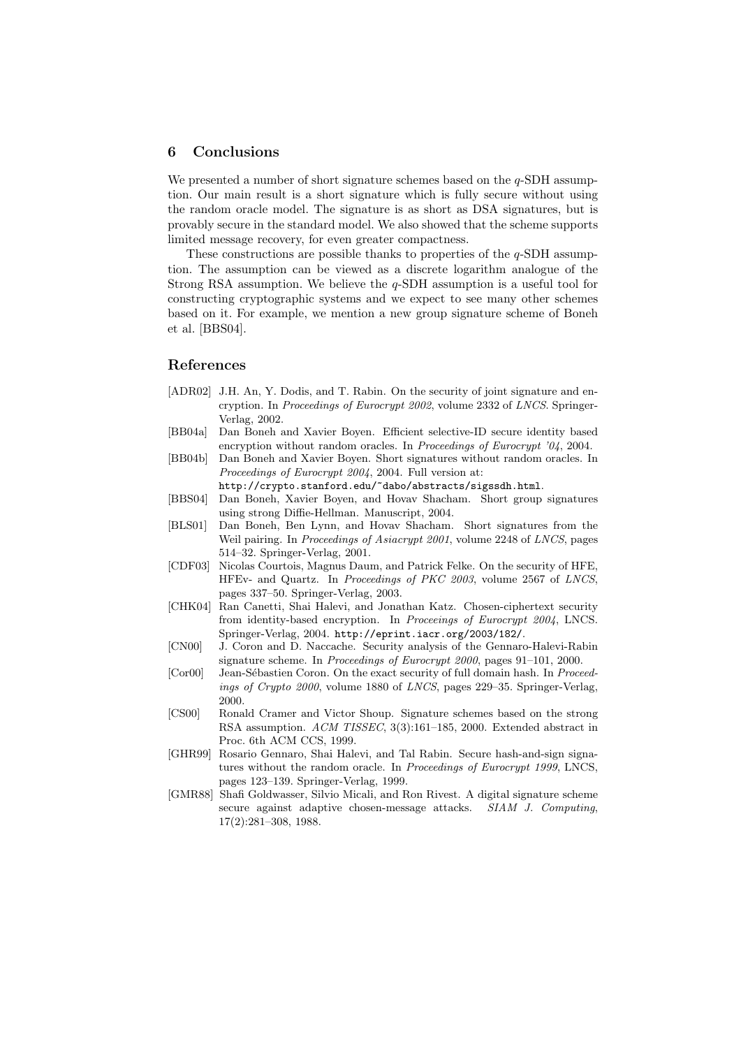## 6 Conclusions

We presented a number of short signature schemes based on the $q$-SDH assumption. Our main result is a short signature which is fully secure without using the random oracle model. The signature is as short as DSA signatures, but is provably secure in the standard model. We also showed that the scheme supports limited message recovery, for even greater compactness.

These constructions are possible thanks to properties of the $q$-SDH assumption. The assumption can be viewed as a discrete logarithm analogue of the Strong RSA assumption. We believe the $q$-SDH assumption is a useful tool for constructing cryptographic systems and we expect to see many other schemes based on it. For example, we mention a new group signature scheme of Boneh et al. [BBS04].

## References

- [ADR02] J.H. An, Y. Dodis, and T. Rabin. On the security of joint signature and encryption. In *Proceedings of Eurocrypt 2002*, volume 2332 of *LNCS*. Springer-Verlag, 2002.
- [BB04a] Dan Boneh and Xavier Boyen. Efficient selective-ID secure identity based encryption without random oracles. In *Proceedings of Eurocrypt '04*, 2004.
- [BB04b] Dan Boneh and Xavier Boyen. Short signatures without random oracles. In *Proceedings of Eurocrypt 2004*, 2004. Full version at: `http://crypto.stanford.edu/~dabo/abstracts/sigssdh.html`.
- [BBS04] Dan Boneh, Xavier Boyen, and Hovav Shacham. Short group signatures using strong Diffie-Hellman. Manuscript, 2004.
- [BLS01] Dan Boneh, Ben Lynn, and Hovav Shacham. Short signatures from the Weil pairing. In *Proceedings of Asiacrypt 2001*, volume 2248 of *LNCS*, pages 514–32. Springer-Verlag, 2001.
- [CDF03] Nicolas Courtois, Magnus Daum, and Patrick Felke. On the security of HFE, HFEv- and Quartz. In *Proceedings of PKC 2003*, volume 2567 of *LNCS*, pages 337–50. Springer-Verlag, 2003.
- [CHK04] Ran Canetti, Shai Halevi, and Jonathan Katz. Chosen-ciphertext security from identity-based encryption. In *Proceeings of Eurocrypt 2004*, LNCS. Springer-Verlag, 2004. `http://eprint.iacr.org/2003/182/`.
- [CN00] J. Coron and D. Naccache. Security analysis of the Gennaro-Halevi-Rabin signature scheme. In *Proceedings of Eurocrypt 2000*, pages 91–101, 2000.
- [Cor00] Jean-Sébastien Coron. On the exact security of full domain hash. In *Proceedings of Crypto 2000*, volume 1880 of *LNCS*, pages 229–35. Springer-Verlag, 2000.
- [CS00] Ronald Cramer and Victor Shoup. Signature schemes based on the strong RSA assumption. *ACM TISSEC*, 3(3):161–185, 2000. Extended abstract in Proc. 6th ACM CCS, 1999.
- [GHR99] Rosario Gennaro, Shai Halevi, and Tal Rabin. Secure hash-and-sign signatures without the random oracle. In *Proceedings of Eurocrypt 1999*, LNCS, pages 123–139. Springer-Verlag, 1999.
- [GMR88] Shafi Goldwasser, Silvio Micali, and Ron Rivest. A digital signature scheme secure against adaptive chosen-message attacks. *SIAM J. Computing*, 17(2):281–308, 1988.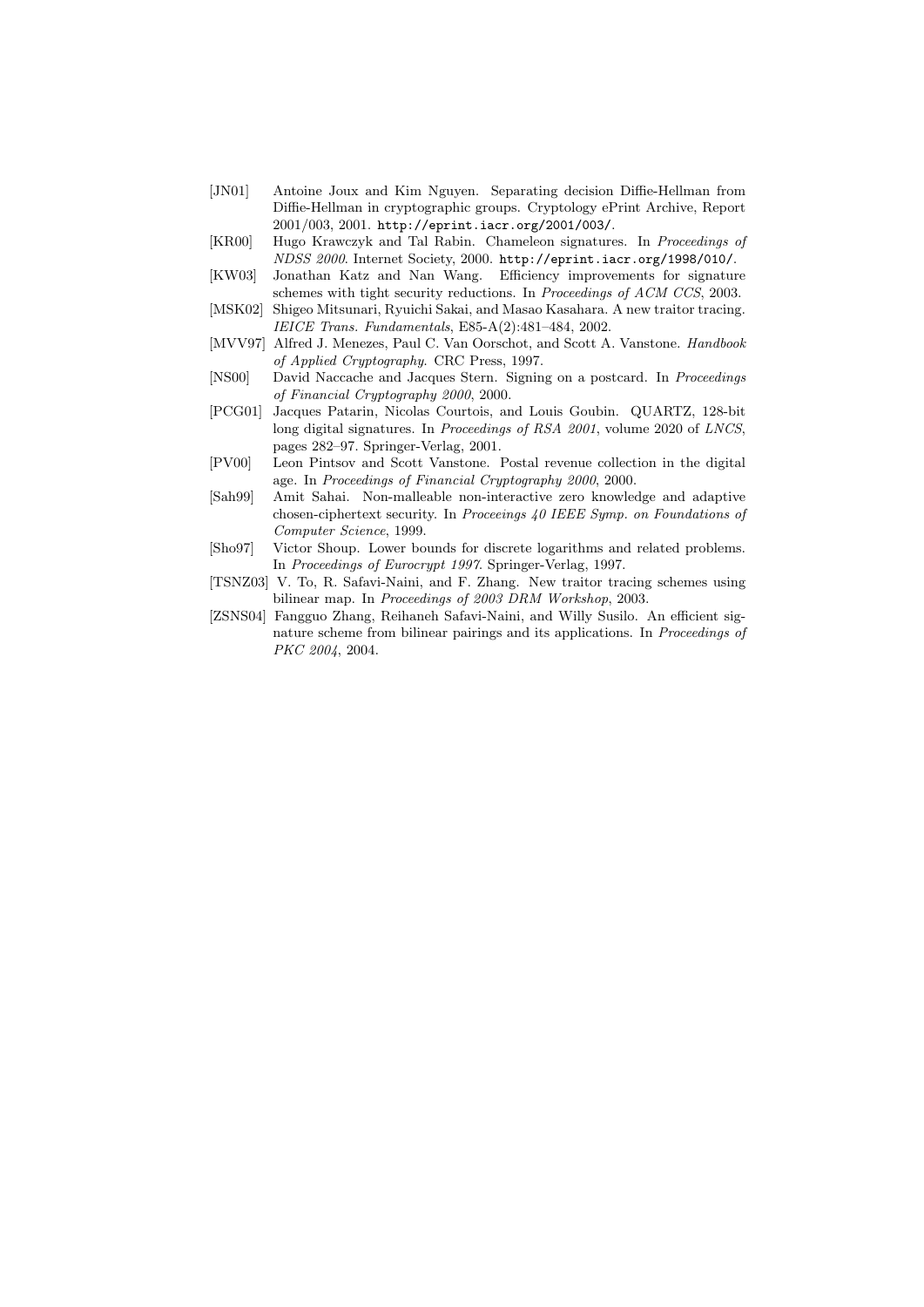[JN01] Antoine Joux and Kim Nguyen. Separating decision Diffie-Hellman from Diffie-Hellman in cryptographic groups. Cryptology ePrint Archive, Report 2001/003, 2001. `http://eprint.iacr.org/2001/003/`.

[KR00] Hugo Krawczyk and Tal Rabin. Chameleon signatures. In *Proceedings of NDSS 2000*. Internet Society, 2000. `http://eprint.iacr.org/1998/010/`.

[KW03] Jonathan Katz and Nan Wang. Efficiency improvements for signature schemes with tight security reductions. In *Proceedings of ACM CCS*, 2003.

[MSK02] Shigeo Mitsunari, Ryuichi Sakai, and Masao Kasahara. A new traitor tracing. *IEICE Trans. Fundamentals*, E85-A(2):481–484, 2002.

[MVV97] Alfred J. Menezes, Paul C. Van Oorschot, and Scott A. Vanstone. *Handbook of Applied Cryptography*. CRC Press, 1997.

[NS00] David Naccache and Jacques Stern. Signing on a postcard. In *Proceedings of Financial Cryptography 2000*, 2000.

[PCG01] Jacques Patarin, Nicolas Courtois, and Louis Goubin. QUARTZ, 128-bit long digital signatures. In *Proceedings of RSA 2001*, volume 2020 of *LNCS*, pages 282–97. Springer-Verlag, 2001.

[PV00] Leon Pintsov and Scott Vanstone. Postal revenue collection in the digital age. In *Proceedings of Financial Cryptography 2000*, 2000.

[Sah99] Amit Sahai. Non-malleable non-interactive zero knowledge and adaptive chosen-ciphertext security. In *Proceeings 40 IEEE Symp. on Foundations of Computer Science*, 1999.

[Sho97] Victor Shoup. Lower bounds for discrete logarithms and related problems. In *Proceedings of Eurocrypt 1997*. Springer-Verlag, 1997.

[TSNZ03] V. To, R. Safavi-Naini, and F. Zhang. New traitor tracing schemes using bilinear map. In *Proceedings of 2003 DRM Workshop*, 2003.

[ZSNS04] Fangguo Zhang, Reihaneh Safavi-Naini, and Willy Susilo. An efficient signature scheme from bilinear pairings and its applications. In *Proceedings of PKC 2004*, 2004.